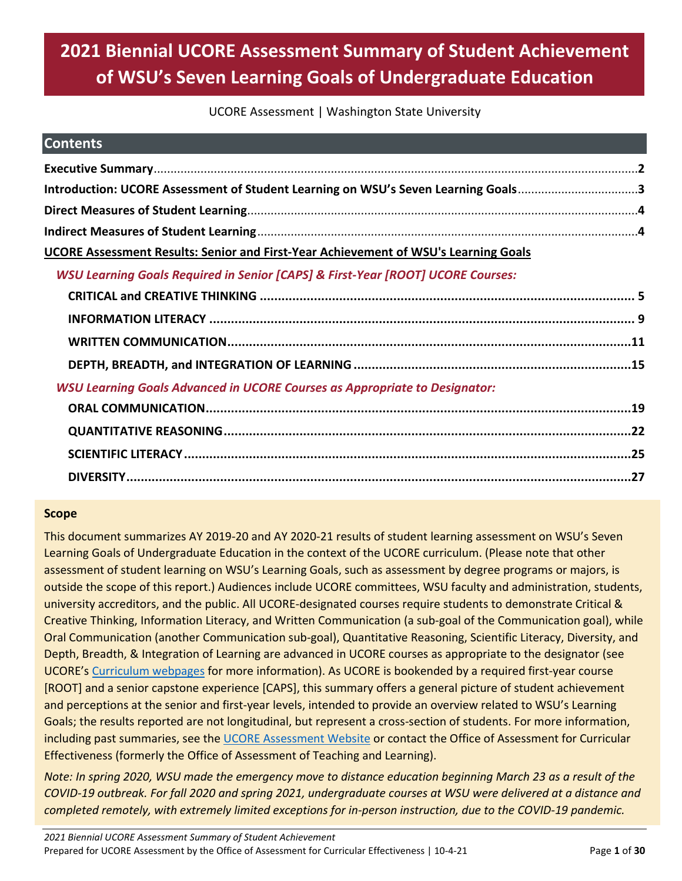# 2021 Biennial UCORE Assessment Summary of Student Achievement of WSU's Seven Learning Goals of Undergraduate Education

UCORE Assessment | Washington State University

## Contents

**Executive Summary** .......... 2

**Introduction: UCORE Assessment of Student Learning on WSU's Seven Learning Goals** .......... 3

**Direct Measures of Student Learning** .......... 4

**Indirect Measures of Student Learning** .......... 4

**UCORE Assessment Results: Senior and First-Year Achievement of WSU's Learning Goals**

*WSU Learning Goals Required in Senior [CAPS] & First-Year [ROOT] UCORE Courses:*

- **CRITICAL and CREATIVE THINKING** .......... 5
- **INFORMATION LITERACY** .......... 9
- **WRITTEN COMMUNICATION** .......... 11
- **DEPTH, BREADTH, and INTEGRATION OF LEARNING** .......... 15

*WSU Learning Goals Advanced in UCORE Courses as Appropriate to Designator:*

- **ORAL COMMUNICATION** .......... 19
- **QUANTITATIVE REASONING** .......... 22
- **SCIENTIFIC LITERACY** .......... 25
- **DIVERSITY** .......... 27

### Scope

This document summarizes AY 2019-20 and AY 2020-21 results of student learning assessment on WSU's Seven Learning Goals of Undergraduate Education in the context of the UCORE curriculum. (Please note that other assessment of student learning on WSU's Learning Goals, such as assessment by degree programs or majors, is outside the scope of this report.) Audiences include UCORE committees, WSU faculty and administration, students, university accreditors, and the public. All UCORE-designated courses require students to demonstrate Critical & Creative Thinking, Information Literacy, and Written Communication (a sub-goal of the Communication goal), while Oral Communication (another Communication sub-goal), Quantitative Reasoning, Scientific Literacy, Diversity, and Depth, Breadth, & Integration of Learning are advanced in UCORE courses as appropriate to the designator (see UCORE's Curriculum webpages for more information). As UCORE is bookended by a required first-year course [ROOT] and a senior capstone experience [CAPS], this summary offers a general picture of student achievement and perceptions at the senior and first-year levels, intended to provide an overview related to WSU's Learning Goals; the results reported are not longitudinal, but represent a cross-section of students. For more information, including past summaries, see the UCORE Assessment Website or contact the Office of Assessment for Curricular Effectiveness (formerly the Office of Assessment of Teaching and Learning).

*Note: In spring 2020, WSU made the emergency move to distance education beginning March 23 as a result of the COVID-19 outbreak. For fall 2020 and spring 2021, undergraduate courses at WSU were delivered at a distance and completed remotely, with extremely limited exceptions for in-person instruction, due to the COVID-19 pandemic.*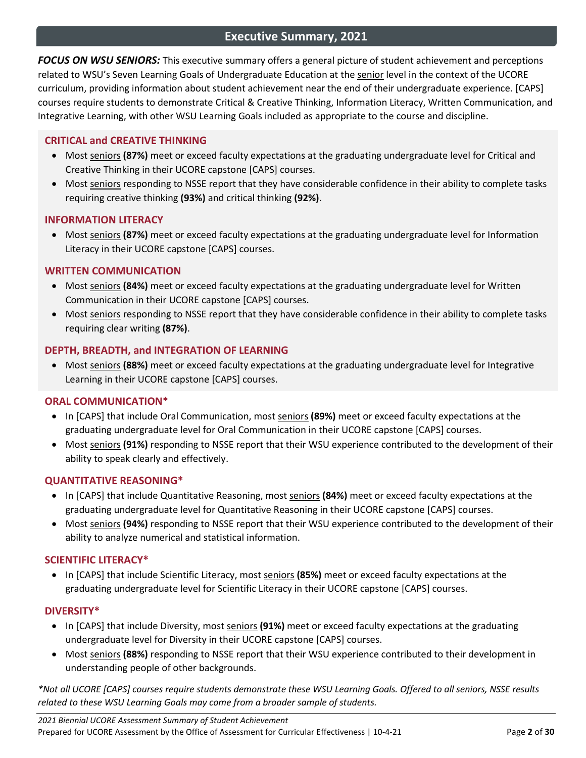## Executive Summary, 2021

***FOCUS ON WSU SENIORS:*** This executive summary offers a general picture of student achievement and perceptions related to WSU's Seven Learning Goals of Undergraduate Education at the senior level in the context of the UCORE curriculum, providing information about student achievement near the end of their undergraduate experience. [CAPS] courses require students to demonstrate Critical & Creative Thinking, Information Literacy, Written Communication, and Integrative Learning, with other WSU Learning Goals included as appropriate to the course and discipline.

### CRITICAL and CREATIVE THINKING

- Most seniors **(87%)** meet or exceed faculty expectations at the graduating undergraduate level for Critical and Creative Thinking in their UCORE capstone [CAPS] courses.
- Most seniors responding to NSSE report that they have considerable confidence in their ability to complete tasks requiring creative thinking **(93%)** and critical thinking **(92%)**.

### INFORMATION LITERACY

- Most seniors **(87%)** meet or exceed faculty expectations at the graduating undergraduate level for Information Literacy in their UCORE capstone [CAPS] courses.

### WRITTEN COMMUNICATION

- Most seniors **(84%)** meet or exceed faculty expectations at the graduating undergraduate level for Written Communication in their UCORE capstone [CAPS] courses.
- Most seniors responding to NSSE report that they have considerable confidence in their ability to complete tasks requiring clear writing **(87%)**.

### DEPTH, BREADTH, and INTEGRATION OF LEARNING

- Most seniors **(88%)** meet or exceed faculty expectations at the graduating undergraduate level for Integrative Learning in their UCORE capstone [CAPS] courses.

### ORAL COMMUNICATION*

- In [CAPS] that include Oral Communication, most seniors **(89%)** meet or exceed faculty expectations at the graduating undergraduate level for Oral Communication in their UCORE capstone [CAPS] courses.
- Most seniors **(91%)** responding to NSSE report that their WSU experience contributed to the development of their ability to speak clearly and effectively.

### QUANTITATIVE REASONING*

- In [CAPS] that include Quantitative Reasoning, most seniors **(84%)** meet or exceed faculty expectations at the graduating undergraduate level for Quantitative Reasoning in their UCORE capstone [CAPS] courses.
- Most seniors **(94%)** responding to NSSE report that their WSU experience contributed to the development of their ability to analyze numerical and statistical information.

### SCIENTIFIC LITERACY*

- In [CAPS] that include Scientific Literacy, most seniors **(85%)** meet or exceed faculty expectations at the graduating undergraduate level for Scientific Literacy in their UCORE capstone [CAPS] courses.

### DIVERSITY*

- In [CAPS] that include Diversity, most seniors **(91%)** meet or exceed faculty expectations at the graduating undergraduate level for Diversity in their UCORE capstone [CAPS] courses.
- Most seniors **(88%)** responding to NSSE report that their WSU experience contributed to their development in understanding people of other backgrounds.

*\*Not all UCORE [CAPS] courses require students demonstrate these WSU Learning Goals. Offered to all seniors, NSSE results related to these WSU Learning Goals may come from a broader sample of students.*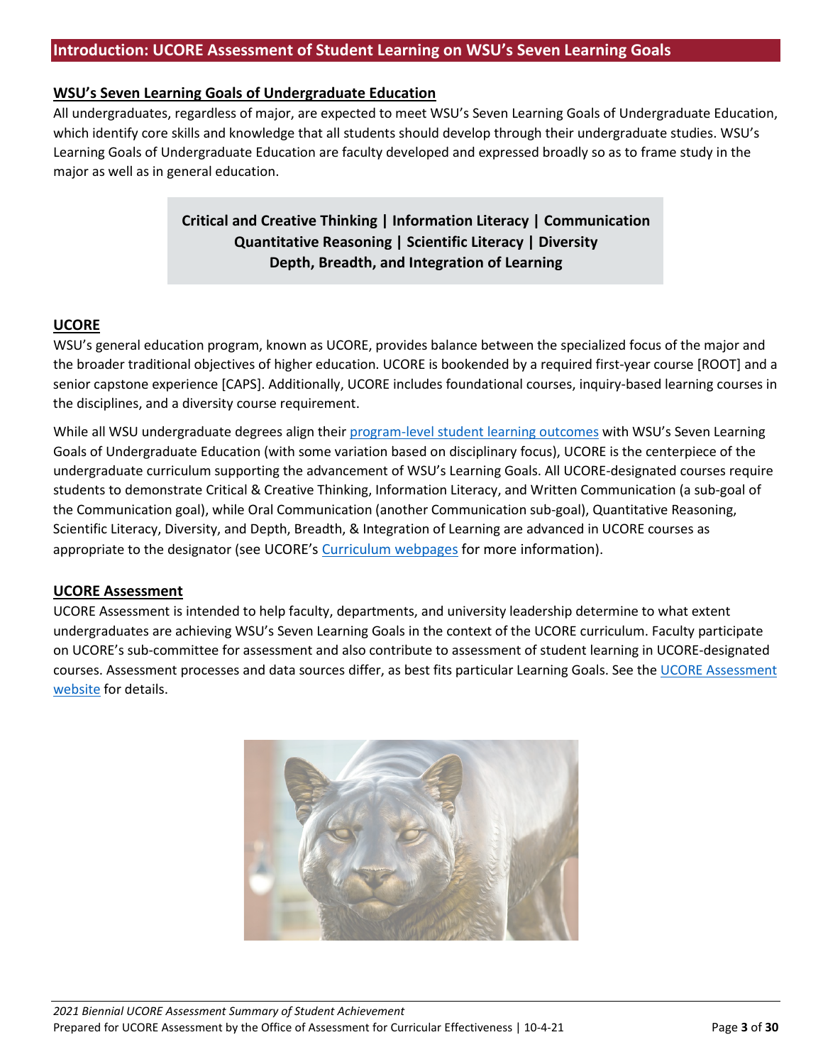## Introduction: UCORE Assessment of Student Learning on WSU's Seven Learning Goals

### WSU's Seven Learning Goals of Undergraduate Education

All undergraduates, regardless of major, are expected to meet WSU's Seven Learning Goals of Undergraduate Education, which identify core skills and knowledge that all students should develop through their undergraduate studies. WSU's Learning Goals of Undergraduate Education are faculty developed and expressed broadly so as to frame study in the major as well as in general education.

**Critical and Creative Thinking | Information Literacy | Communication**
**Quantitative Reasoning | Scientific Literacy | Diversity**
**Depth, Breadth, and Integration of Learning**

### UCORE

WSU's general education program, known as UCORE, provides balance between the specialized focus of the major and the broader traditional objectives of higher education. UCORE is bookended by a required first-year course [ROOT] and a senior capstone experience [CAPS]. Additionally, UCORE includes foundational courses, inquiry-based learning courses in the disciplines, and a diversity course requirement.

While all WSU undergraduate degrees align their program-level student learning outcomes with WSU's Seven Learning Goals of Undergraduate Education (with some variation based on disciplinary focus), UCORE is the centerpiece of the undergraduate curriculum supporting the advancement of WSU's Learning Goals. All UCORE-designated courses require students to demonstrate Critical & Creative Thinking, Information Literacy, and Written Communication (a sub-goal of the Communication goal), while Oral Communication (another Communication sub-goal), Quantitative Reasoning, Scientific Literacy, Diversity, and Depth, Breadth, & Integration of Learning are advanced in UCORE courses as appropriate to the designator (see UCORE's Curriculum webpages for more information).

### UCORE Assessment

UCORE Assessment is intended to help faculty, departments, and university leadership determine to what extent undergraduates are achieving WSU's Seven Learning Goals in the context of the UCORE curriculum. Faculty participate on UCORE's sub-committee for assessment and also contribute to assessment of student learning in UCORE-designated courses. Assessment processes and data sources differ, as best fits particular Learning Goals. See the UCORE Assessment website for details.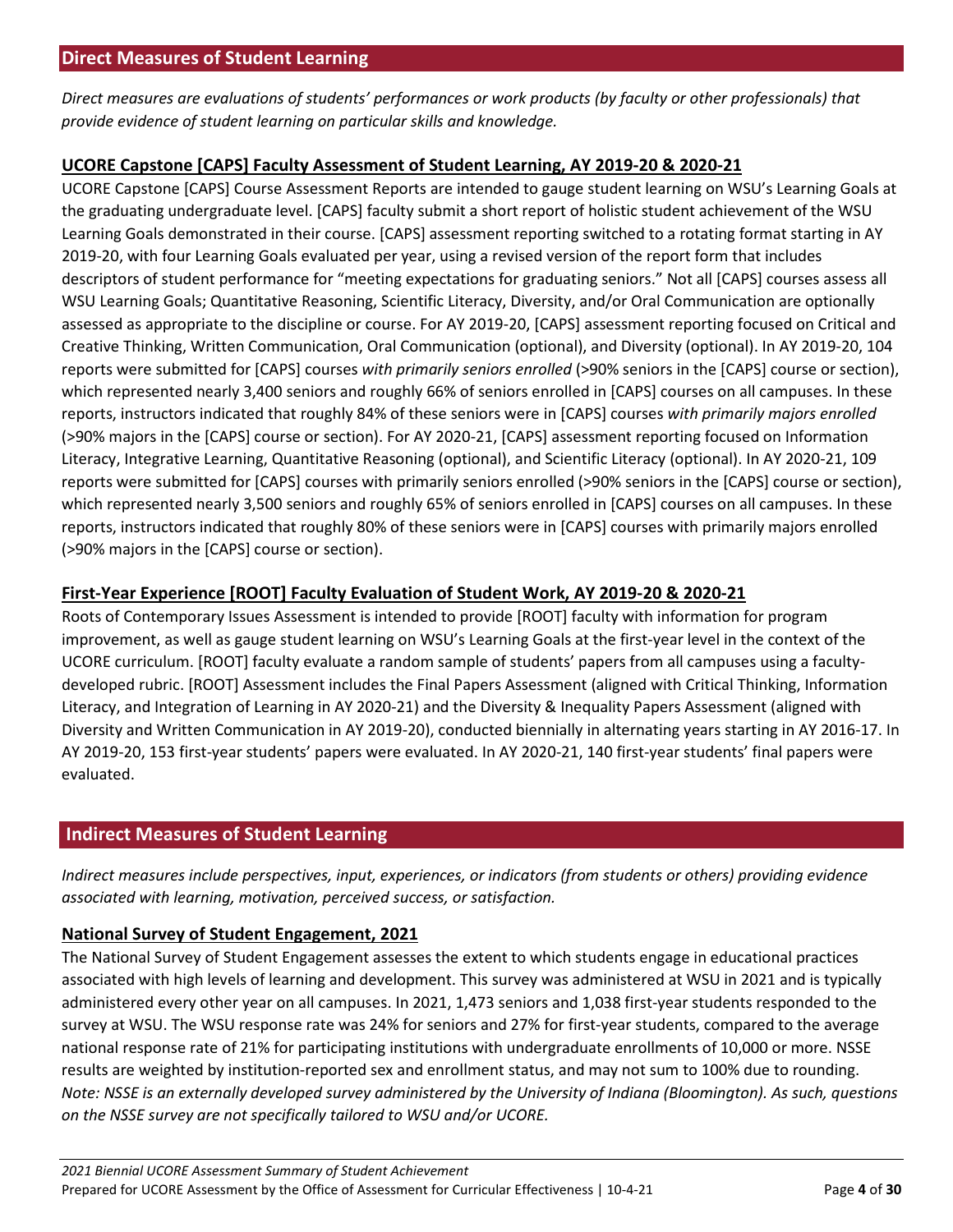## Direct Measures of Student Learning

*Direct measures are evaluations of students' performances or work products (by faculty or other professionals) that provide evidence of student learning on particular skills and knowledge.*

### UCORE Capstone [CAPS] Faculty Assessment of Student Learning, AY 2019-20 & 2020-21

UCORE Capstone [CAPS] Course Assessment Reports are intended to gauge student learning on WSU's Learning Goals at the graduating undergraduate level. [CAPS] faculty submit a short report of holistic student achievement of the WSU Learning Goals demonstrated in their course. [CAPS] assessment reporting switched to a rotating format starting in AY 2019-20, with four Learning Goals evaluated per year, using a revised version of the report form that includes descriptors of student performance for "meeting expectations for graduating seniors." Not all [CAPS] courses assess all WSU Learning Goals; Quantitative Reasoning, Scientific Literacy, Diversity, and/or Oral Communication are optionally assessed as appropriate to the discipline or course. For AY 2019-20, [CAPS] assessment reporting focused on Critical and Creative Thinking, Written Communication, Oral Communication (optional), and Diversity (optional). In AY 2019-20, 104 reports were submitted for [CAPS] courses *with primarily seniors enrolled* (>90% seniors in the [CAPS] course or section), which represented nearly 3,400 seniors and roughly 66% of seniors enrolled in [CAPS] courses on all campuses. In these reports, instructors indicated that roughly 84% of these seniors were in [CAPS] courses *with primarily majors enrolled* (>90% majors in the [CAPS] course or section). For AY 2020-21, [CAPS] assessment reporting focused on Information Literacy, Integrative Learning, Quantitative Reasoning (optional), and Scientific Literacy (optional). In AY 2020-21, 109 reports were submitted for [CAPS] courses with primarily seniors enrolled (>90% seniors in the [CAPS] course or section), which represented nearly 3,500 seniors and roughly 65% of seniors enrolled in [CAPS] courses on all campuses. In these reports, instructors indicated that roughly 80% of these seniors were in [CAPS] courses with primarily majors enrolled (>90% majors in the [CAPS] course or section).

### First-Year Experience [ROOT] Faculty Evaluation of Student Work, AY 2019-20 & 2020-21

Roots of Contemporary Issues Assessment is intended to provide [ROOT] faculty with information for program improvement, as well as gauge student learning on WSU's Learning Goals at the first-year level in the context of the UCORE curriculum. [ROOT] faculty evaluate a random sample of students' papers from all campuses using a faculty-developed rubric. [ROOT] Assessment includes the Final Papers Assessment (aligned with Critical Thinking, Information Literacy, and Integration of Learning in AY 2020-21) and the Diversity & Inequality Papers Assessment (aligned with Diversity and Written Communication in AY 2019-20), conducted biennially in alternating years starting in AY 2016-17. In AY 2019-20, 153 first-year students' papers were evaluated. In AY 2020-21, 140 first-year students' final papers were evaluated.

## Indirect Measures of Student Learning

*Indirect measures include perspectives, input, experiences, or indicators (from students or others) providing evidence associated with learning, motivation, perceived success, or satisfaction.*

### National Survey of Student Engagement, 2021

The National Survey of Student Engagement assesses the extent to which students engage in educational practices associated with high levels of learning and development. This survey was administered at WSU in 2021 and is typically administered every other year on all campuses. In 2021, 1,473 seniors and 1,038 first-year students responded to the survey at WSU. The WSU response rate was 24% for seniors and 27% for first-year students, compared to the average national response rate of 21% for participating institutions with undergraduate enrollments of 10,000 or more. NSSE results are weighted by institution-reported sex and enrollment status, and may not sum to 100% due to rounding. *Note: NSSE is an externally developed survey administered by the University of Indiana (Bloomington). As such, questions on the NSSE survey are not specifically tailored to WSU and/or UCORE.*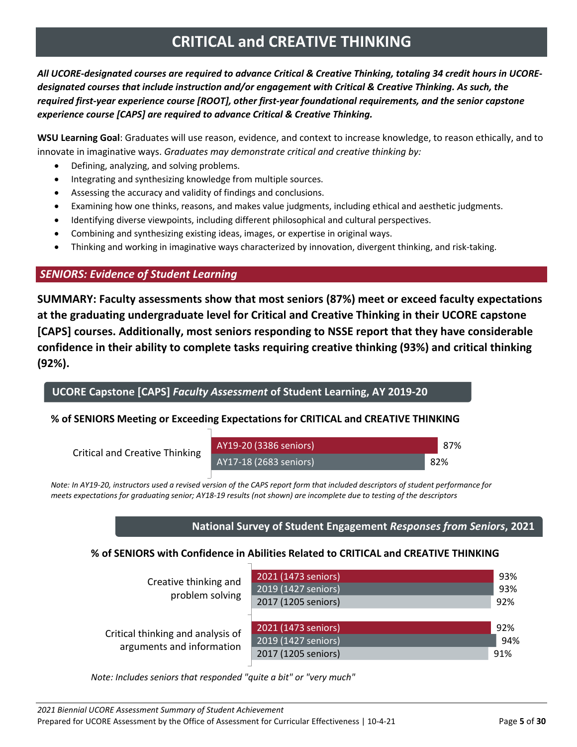# CRITICAL and CREATIVE THINKING

***All UCORE-designated courses are required to advance Critical & Creative Thinking, totaling 34 credit hours in UCORE-designated courses that include instruction and/or engagement with Critical & Creative Thinking. As such, the required first-year experience course [ROOT], other first-year foundational requirements, and the senior capstone experience course [CAPS] are required to advance Critical & Creative Thinking.***

**WSU Learning Goal**: Graduates will use reason, evidence, and context to increase knowledge, to reason ethically, and to innovate in imaginative ways. *Graduates may demonstrate critical and creative thinking by:*

- Defining, analyzing, and solving problems.
- Integrating and synthesizing knowledge from multiple sources.
- Assessing the accuracy and validity of findings and conclusions.
- Examining how one thinks, reasons, and makes value judgments, including ethical and aesthetic judgments.
- Identifying diverse viewpoints, including different philosophical and cultural perspectives.
- Combining and synthesizing existing ideas, images, or expertise in original ways.
- Thinking and working in imaginative ways characterized by innovation, divergent thinking, and risk-taking.

## *SENIORS: Evidence of Student Learning*

**SUMMARY: Faculty assessments show that most seniors (87%) meet or exceed faculty expectations at the graduating undergraduate level for Critical and Creative Thinking in their UCORE capstone [CAPS] courses. Additionally, most seniors responding to NSSE report that they have considerable confidence in their ability to complete tasks requiring creative thinking (93%) and critical thinking (92%).**

### UCORE Capstone [CAPS] *Faculty Assessment* of Student Learning, AY 2019-20

**% of SENIORS Meeting or Exceeding Expectations for CRITICAL and CREATIVE THINKING**

| | AY19-20 (3386 seniors) | AY17-18 (2683 seniors) |
|---|---|---|
| Critical and Creative Thinking | 87% | 82% |

*Note: In AY19-20, instructors used a revised version of the CAPS report form that included descriptors of student performance for meets expectations for graduating senior; AY18-19 results (not shown) are incomplete due to testing of the descriptors*

### National Survey of Student Engagement *Responses from Seniors*, 2021

**% of SENIORS with Confidence in Abilities Related to CRITICAL and CREATIVE THINKING**

| | 2021 (1473 seniors) | 2019 (1427 seniors) | 2017 (1205 seniors) |
|---|---|---|---|
| Creative thinking and problem solving | 93% | 93% | 92% |
| Critical thinking and analysis of arguments and information | 92% | 94% | 91% |

*Note: Includes seniors that responded "quite a bit" or "very much"*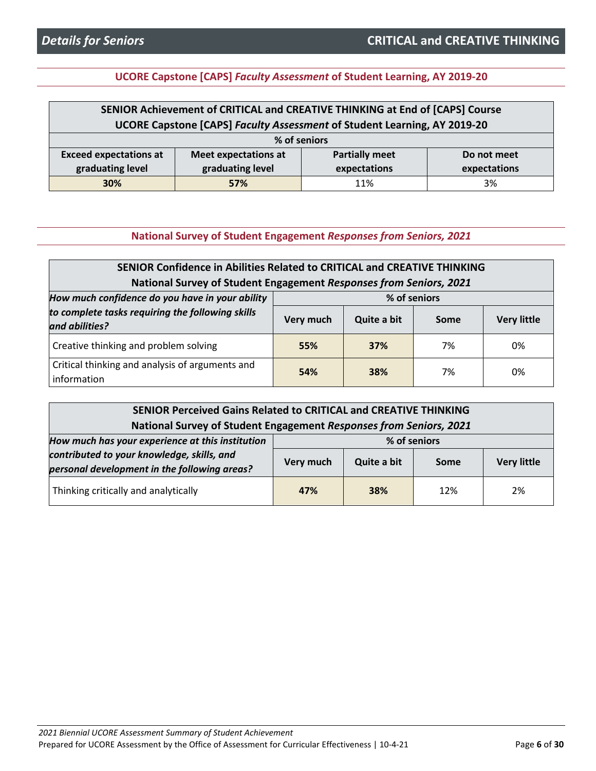## Details for Seniors — CRITICAL and CREATIVE THINKING

### UCORE Capstone [CAPS] *Faculty Assessment* of Student Learning, AY 2019-20

| **SENIOR Achievement of CRITICAL and CREATIVE THINKING at End of [CAPS] Course**<br>**UCORE Capstone [CAPS] *Faculty Assessment* of Student Learning, AY 2019-20** | | | |
|---|---|---|---|
| **% of seniors** | | | |
| **Exceed expectations at graduating level** | **Meet expectations at graduating level** | **Partially meet expectations** | **Do not meet expectations** |
| **30%** | **57%** | 11% | 3% |

### National Survey of Student Engagement *Responses from Seniors, 2021*

| **SENIOR Confidence in Abilities Related to CRITICAL and CREATIVE THINKING**<br>**National Survey of Student Engagement *Responses from Seniors, 2021*** | | | | |
|---|---|---|---|---|
| ***How much confidence do you have in your ability to complete tasks requiring the following skills and abilities?*** | **% of seniors** | | | |
| | **Very much** | **Quite a bit** | **Some** | **Very little** |
| Creative thinking and problem solving | **55%** | **37%** | 7% | 0% |
| Critical thinking and analysis of arguments and information | **54%** | **38%** | 7% | 0% |

| **SENIOR Perceived Gains Related to CRITICAL and CREATIVE THINKING**<br>**National Survey of Student Engagement *Responses from Seniors, 2021*** | | | | |
|---|---|---|---|---|
| ***How much has your experience at this institution contributed to your knowledge, skills, and personal development in the following areas?*** | **% of seniors** | | | |
| | **Very much** | **Quite a bit** | **Some** | **Very little** |
| Thinking critically and analytically | **47%** | **38%** | 12% | 2% |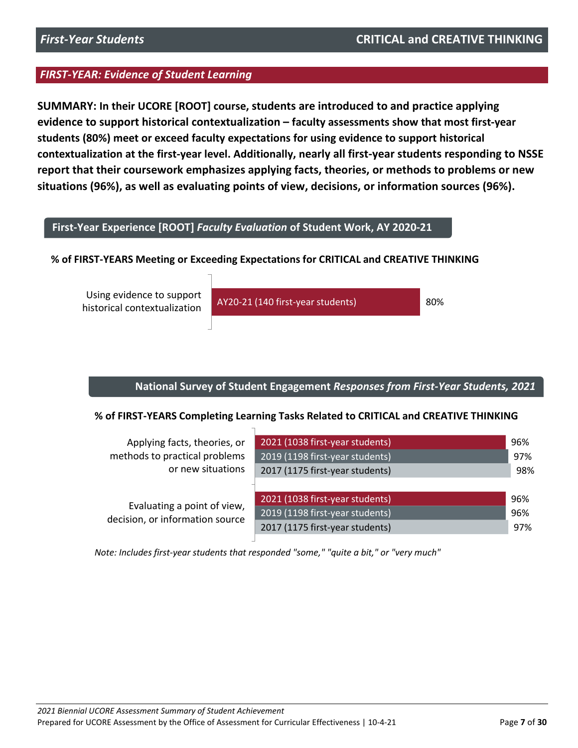**First-Year Students** | **CRITICAL and CREATIVE THINKING**

## *FIRST-YEAR: Evidence of Student Learning*

**SUMMARY: In their UCORE [ROOT] course, students are introduced to and practice applying evidence to support historical contextualization – faculty assessments show that most first-year students (80%) meet or exceed faculty expectations for using evidence to support historical contextualization at the first-year level. Additionally, nearly all first-year students responding to NSSE report that their coursework emphasizes applying facts, theories, or methods to problems or new situations (96%), as well as evaluating points of view, decisions, or information sources (96%).**

### First-Year Experience [ROOT] *Faculty Evaluation* of Student Work, AY 2020-21

**% of FIRST-YEARS Meeting or Exceeding Expectations for CRITICAL and CREATIVE THINKING**

| Outcome | Group | % |
|---|---|---|
| Using evidence to support historical contextualization | AY20-21 (140 first-year students) | 80% |

### National Survey of Student Engagement *Responses from First-Year Students, 2021*

**% of FIRST-YEARS Completing Learning Tasks Related to CRITICAL and CREATIVE THINKING**

| Learning Task | Group | % |
|---|---|---|
| Applying facts, theories, or methods to practical problems or new situations | 2021 (1038 first-year students) | 96% |
| | 2019 (1198 first-year students) | 97% |
| | 2017 (1175 first-year students) | 98% |
| Evaluating a point of view, decision, or information source | 2021 (1038 first-year students) | 96% |
| | 2019 (1198 first-year students) | 96% |
| | 2017 (1175 first-year students) | 97% |

*Note: Includes first-year students that responded "some," "quite a bit," or "very much"*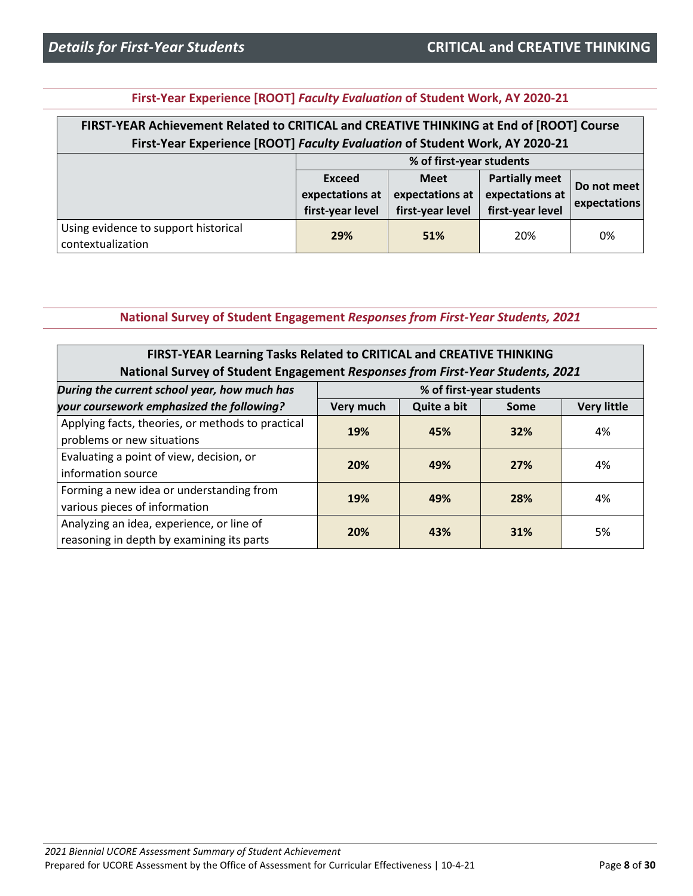## Details for First-Year Students — CRITICAL and CREATIVE THINKING

### First-Year Experience [ROOT] *Faculty Evaluation* of Student Work, AY 2020-21

| FIRST-YEAR Achievement Related to CRITICAL and CREATIVE THINKING at End of [ROOT] Course<br>First-Year Experience [ROOT] *Faculty Evaluation* of Student Work, AY 2020-21 | | | | |
|---|---|---|---|---|
| | % of first-year students | | | |
| | **Exceed expectations at first-year level** | **Meet expectations at first-year level** | **Partially meet expectations at first-year level** | **Do not meet expectations** |
| Using evidence to support historical contextualization | **29%** | **51%** | 20% | 0% |

### National Survey of Student Engagement *Responses from First-Year Students, 2021*

| FIRST-YEAR Learning Tasks Related to CRITICAL and CREATIVE THINKING<br>National Survey of Student Engagement *Responses from First-Year Students, 2021* | | | | |
|---|---|---|---|---|
| ***During the current school year, how much has your coursework emphasized the following?*** | % of first-year students | | | |
| | **Very much** | **Quite a bit** | **Some** | **Very little** |
| Applying facts, theories, or methods to practical problems or new situations | **19%** | **45%** | **32%** | 4% |
| Evaluating a point of view, decision, or information source | **20%** | **49%** | **27%** | 4% |
| Forming a new idea or understanding from various pieces of information | **19%** | **49%** | **28%** | 4% |
| Analyzing an idea, experience, or line of reasoning in depth by examining its parts | **20%** | **43%** | **31%** | 5% |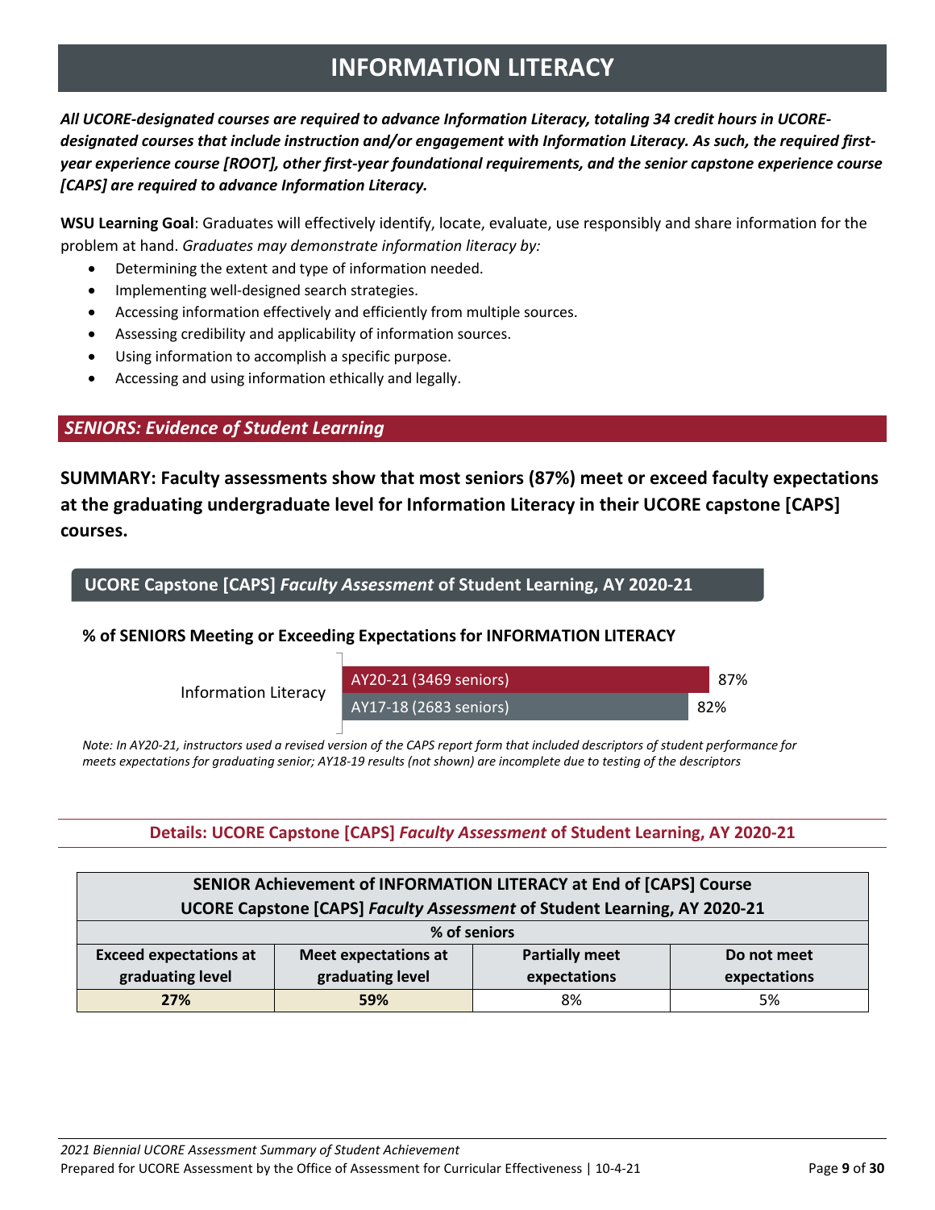# INFORMATION LITERACY

***All UCORE-designated courses are required to advance Information Literacy, totaling 34 credit hours in UCORE-designated courses that include instruction and/or engagement with Information Literacy. As such, the required first-year experience course [ROOT], other first-year foundational requirements, and the senior capstone experience course [CAPS] are required to advance Information Literacy.***

**WSU Learning Goal**: Graduates will effectively identify, locate, evaluate, use responsibly and share information for the problem at hand. *Graduates may demonstrate information literacy by:*

- Determining the extent and type of information needed.
- Implementing well-designed search strategies.
- Accessing information effectively and efficiently from multiple sources.
- Assessing credibility and applicability of information sources.
- Using information to accomplish a specific purpose.
- Accessing and using information ethically and legally.

## *SENIORS: Evidence of Student Learning*

**SUMMARY: Faculty assessments show that most seniors (87%) meet or exceed faculty expectations at the graduating undergraduate level for Information Literacy in their UCORE capstone [CAPS] courses.**

### UCORE Capstone [CAPS] *Faculty Assessment* of Student Learning, AY 2020-21

**% of SENIORS Meeting or Exceeding Expectations for INFORMATION LITERACY**

| | | |
|---|---|---|
| Information Literacy | AY20-21 (3469 seniors) | 87% |
| | AY17-18 (2683 seniors) | 82% |

*Note: In AY20-21, instructors used a revised version of the CAPS report form that included descriptors of student performance for meets expectations for graduating senior; AY18-19 results (not shown) are incomplete due to testing of the descriptors*

### Details: UCORE Capstone [CAPS] *Faculty Assessment* of Student Learning, AY 2020-21

| **SENIOR Achievement of INFORMATION LITERACY at End of [CAPS] Course<br>UCORE Capstone [CAPS] *Faculty Assessment* of Student Learning, AY 2020-21** | | | |
|---|---|---|---|
| **% of seniors** | | | |
| **Exceed expectations at graduating level** | **Meet expectations at graduating level** | **Partially meet expectations** | **Do not meet expectations** |
| **27%** | **59%** | 8% | 5% |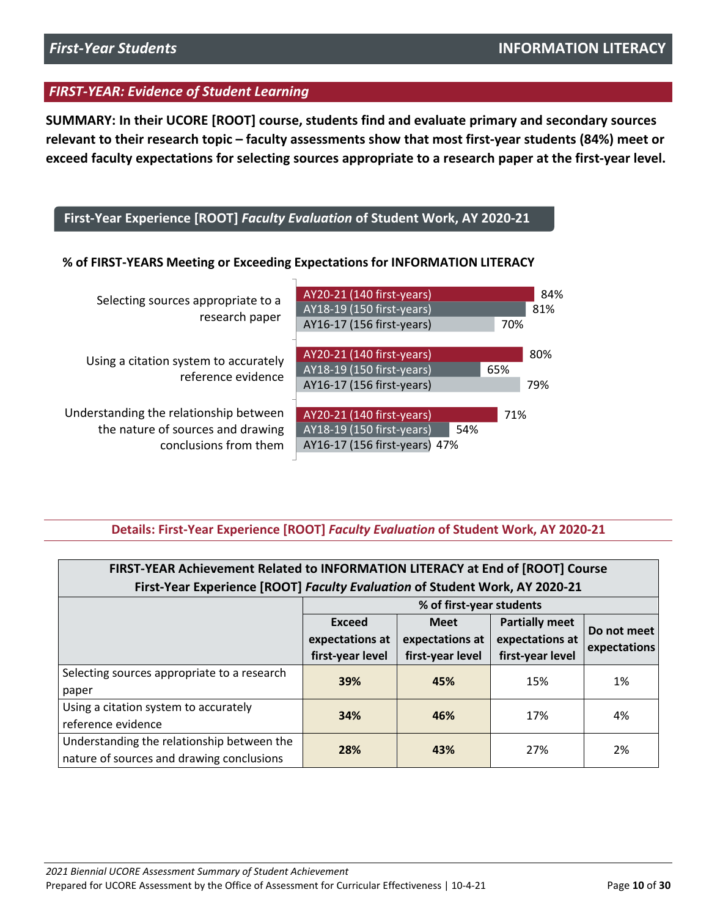## FIRST-YEAR: Evidence of Student Learning

**SUMMARY: In their UCORE [ROOT] course, students find and evaluate primary and secondary sources relevant to their research topic – faculty assessments show that most first-year students (84%) meet or exceed faculty expectations for selecting sources appropriate to a research paper at the first-year level.**

### First-Year Experience [ROOT] *Faculty Evaluation* of Student Work, AY 2020-21

**% of FIRST-YEARS Meeting or Exceeding Expectations for INFORMATION LITERACY**

| | AY20-21 (140 first-years) | AY18-19 (150 first-years) | AY16-17 (156 first-years) |
|---|---|---|---|
| Selecting sources appropriate to a research paper | 84% | 81% | 70% |
| Using a citation system to accurately reference evidence | 80% | 65% | 79% |
| Understanding the relationship between the nature of sources and drawing conclusions from them | 71% | 54% | 47% |

### Details: First-Year Experience [ROOT] *Faculty Evaluation* of Student Work, AY 2020-21

**FIRST-YEAR Achievement Related to INFORMATION LITERACY at End of [ROOT] Course**
**First-Year Experience [ROOT] *Faculty Evaluation* of Student Work, AY 2020-21**

| | % of first-year students | | | |
|---|---|---|---|---|
| | Exceed expectations at first-year level | Meet expectations at first-year level | Partially meet expectations at first-year level | Do not meet expectations |
| Selecting sources appropriate to a research paper | **39%** | **45%** | 15% | 1% |
| Using a citation system to accurately reference evidence | **34%** | **46%** | 17% | 4% |
| Understanding the relationship between the nature of sources and drawing conclusions | **28%** | **43%** | 27% | 2% |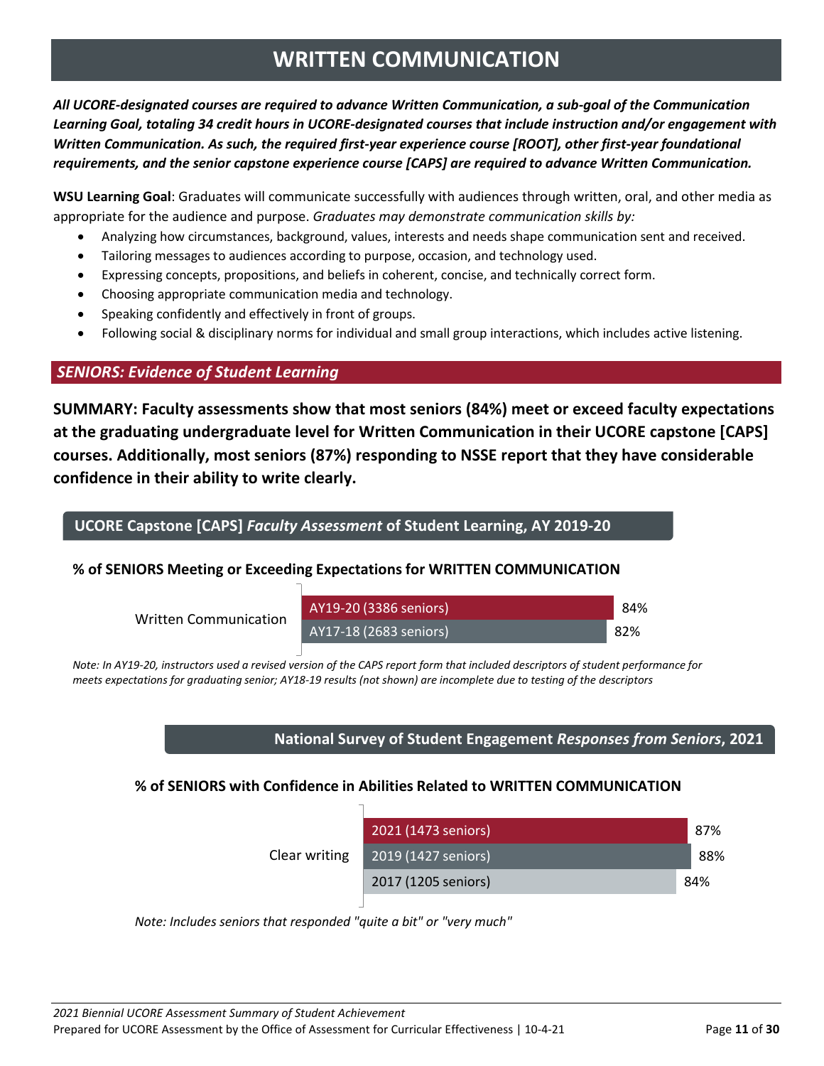# WRITTEN COMMUNICATION

***All UCORE-designated courses are required to advance Written Communication, a sub-goal of the Communication Learning Goal, totaling 34 credit hours in UCORE-designated courses that include instruction and/or engagement with Written Communication. As such, the required first-year experience course [ROOT], other first-year foundational requirements, and the senior capstone experience course [CAPS] are required to advance Written Communication.***

**WSU Learning Goal**: Graduates will communicate successfully with audiences through written, oral, and other media as appropriate for the audience and purpose. *Graduates may demonstrate communication skills by:*

- Analyzing how circumstances, background, values, interests and needs shape communication sent and received.
- Tailoring messages to audiences according to purpose, occasion, and technology used.
- Expressing concepts, propositions, and beliefs in coherent, concise, and technically correct form.
- Choosing appropriate communication media and technology.
- Speaking confidently and effectively in front of groups.
- Following social & disciplinary norms for individual and small group interactions, which includes active listening.

## *SENIORS: Evidence of Student Learning*

**SUMMARY: Faculty assessments show that most seniors (84%) meet or exceed faculty expectations at the graduating undergraduate level for Written Communication in their UCORE capstone [CAPS] courses. Additionally, most seniors (87%) responding to NSSE report that they have considerable confidence in their ability to write clearly.**

### UCORE Capstone [CAPS] *Faculty Assessment* of Student Learning, AY 2019-20

**% of SENIORS Meeting or Exceeding Expectations for WRITTEN COMMUNICATION**

| | Cohort | % |
|---|---|---|
| Written Communication | AY19-20 (3386 seniors) | 84% |
| | AY17-18 (2683 seniors) | 82% |

*Note: In AY19-20, instructors used a revised version of the CAPS report form that included descriptors of student performance for meets expectations for graduating senior; AY18-19 results (not shown) are incomplete due to testing of the descriptors*

### National Survey of Student Engagement *Responses from Seniors*, 2021

**% of SENIORS with Confidence in Abilities Related to WRITTEN COMMUNICATION**

| | Cohort | % |
|---|---|---|
| Clear writing | 2021 (1473 seniors) | 87% |
| | 2019 (1427 seniors) | 88% |
| | 2017 (1205 seniors) | 84% |

*Note: Includes seniors that responded "quite a bit" or "very much"*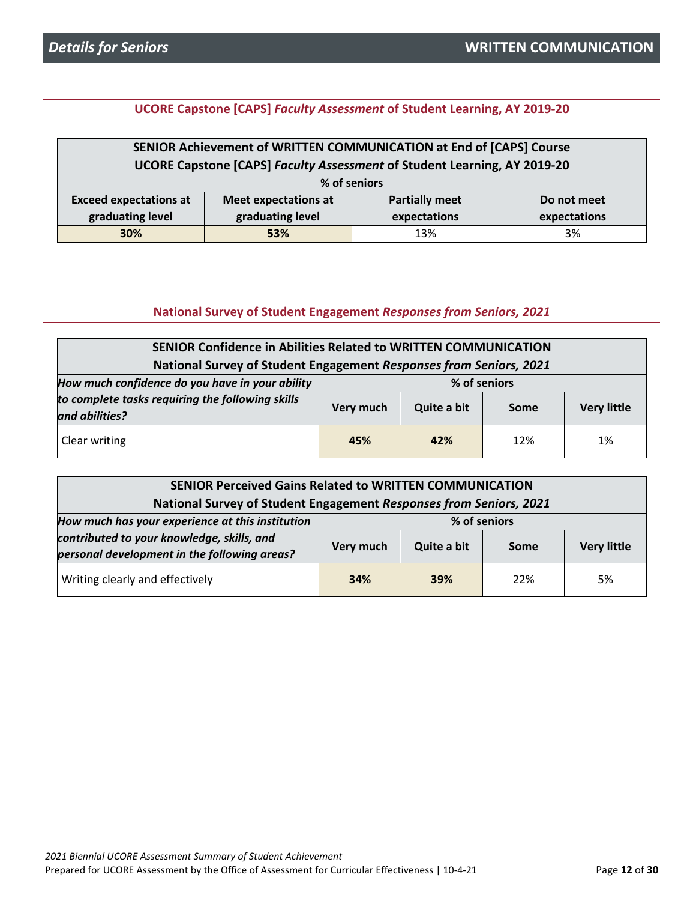## Details for Seniors — WRITTEN COMMUNICATION

### UCORE Capstone [CAPS] *Faculty Assessment* of Student Learning, AY 2019-20

**SENIOR Achievement of WRITTEN COMMUNICATION at End of [CAPS] Course**
**UCORE Capstone [CAPS] *Faculty Assessment* of Student Learning, AY 2019-20**

| % of seniors | | | |
|---|---|---|---|
| **Exceed expectations at graduating level** | **Meet expectations at graduating level** | **Partially meet expectations** | **Do not meet expectations** |
| **30%** | **53%** | 13% | 3% |

### National Survey of Student Engagement *Responses from Seniors, 2021*

**SENIOR Confidence in Abilities Related to WRITTEN COMMUNICATION**
**National Survey of Student Engagement *Responses from Seniors, 2021***

| *How much confidence do you have in your ability to complete tasks requiring the following skills and abilities?* | % of seniors | | | |
|---|---|---|---|---|
| | **Very much** | **Quite a bit** | **Some** | **Very little** |
| Clear writing | **45%** | **42%** | 12% | 1% |

**SENIOR Perceived Gains Related to WRITTEN COMMUNICATION**
**National Survey of Student Engagement *Responses from Seniors, 2021***

| *How much has your experience at this institution contributed to your knowledge, skills, and personal development in the following areas?* | % of seniors | | | |
|---|---|---|---|---|
| | **Very much** | **Quite a bit** | **Some** | **Very little** |
| Writing clearly and effectively | **34%** | **39%** | 22% | 5% |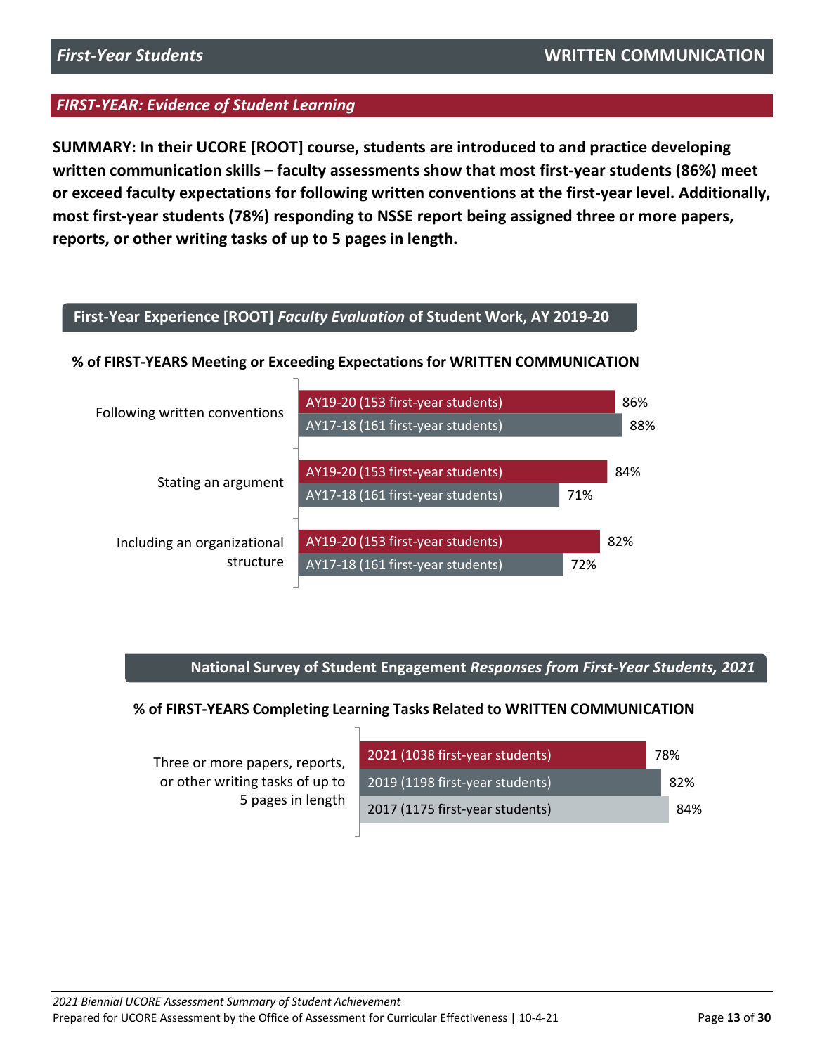## First-Year Students — WRITTEN COMMUNICATION

### *FIRST-YEAR: Evidence of Student Learning*

**SUMMARY: In their UCORE [ROOT] course, students are introduced to and practice developing written communication skills – faculty assessments show that most first-year students (86%) meet or exceed faculty expectations for following written conventions at the first-year level. Additionally, most first-year students (78%) responding to NSSE report being assigned three or more papers, reports, or other writing tasks of up to 5 pages in length.**

### First-Year Experience [ROOT] *Faculty Evaluation* of Student Work, AY 2019-20

**% of FIRST-YEARS Meeting or Exceeding Expectations for WRITTEN COMMUNICATION**

| | AY19-20 (153 first-year students) | AY17-18 (161 first-year students) |
|---|---|---|
| Following written conventions | 86% | 88% |
| Stating an argument | 84% | 71% |
| Including an organizational structure | 82% | 72% |

### National Survey of Student Engagement *Responses from First-Year Students, 2021*

**% of FIRST-YEARS Completing Learning Tasks Related to WRITTEN COMMUNICATION**

| | 2021 (1038 first-year students) | 2019 (1198 first-year students) | 2017 (1175 first-year students) |
|---|---|---|---|
| Three or more papers, reports, or other writing tasks of up to 5 pages in length | 78% | 82% | 84% |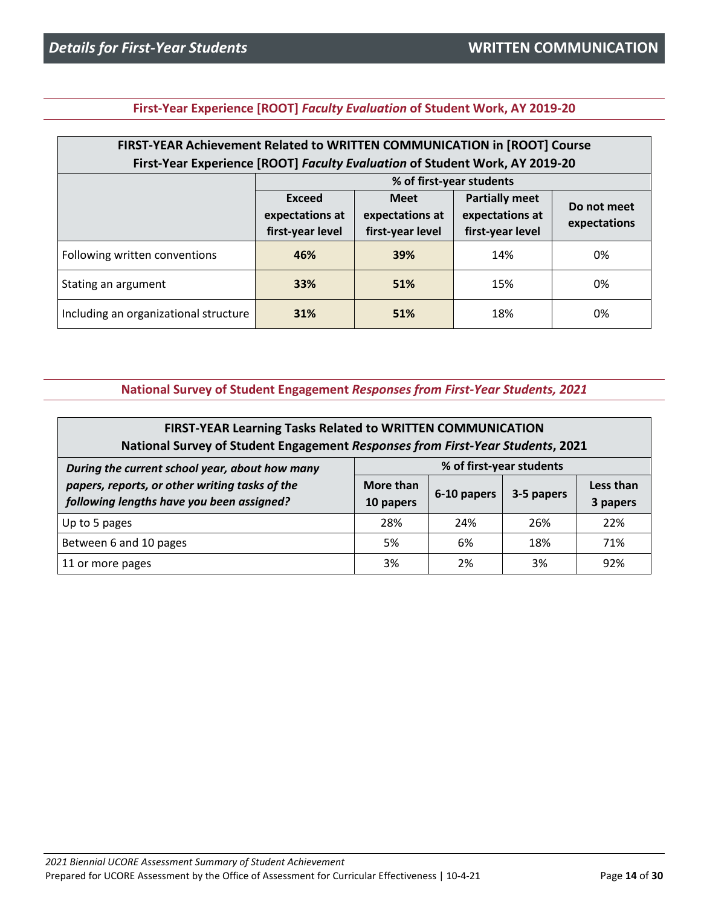# Details for First-Year Students — WRITTEN COMMUNICATION

## First-Year Experience [ROOT] *Faculty Evaluation* of Student Work, AY 2019-20

| FIRST-YEAR Achievement Related to WRITTEN COMMUNICATION in [ROOT] Course<br>First-Year Experience [ROOT] *Faculty Evaluation* of Student Work, AY 2019-20 | % of first-year students | | | |
|---|---|---|---|---|
| | **Exceed expectations at first-year level** | **Meet expectations at first-year level** | **Partially meet expectations at first-year level** | **Do not meet expectations** |
| Following written conventions | **46%** | **39%** | 14% | 0% |
| Stating an argument | **33%** | **51%** | 15% | 0% |
| Including an organizational structure | **31%** | **51%** | 18% | 0% |

## National Survey of Student Engagement *Responses from First-Year Students, 2021*

| FIRST-YEAR Learning Tasks Related to WRITTEN COMMUNICATION<br>National Survey of Student Engagement *Responses from First-Year Students*, 2021 | % of first-year students | | | |
|---|---|---|---|---|
| ***During the current school year, about how many papers, reports, or other writing tasks of the following lengths have you been assigned?*** | **More than 10 papers** | **6-10 papers** | **3-5 papers** | **Less than 3 papers** |
| Up to 5 pages | 28% | 24% | 26% | 22% |
| Between 6 and 10 pages | 5% | 6% | 18% | 71% |
| 11 or more pages | 3% | 2% | 3% | 92% |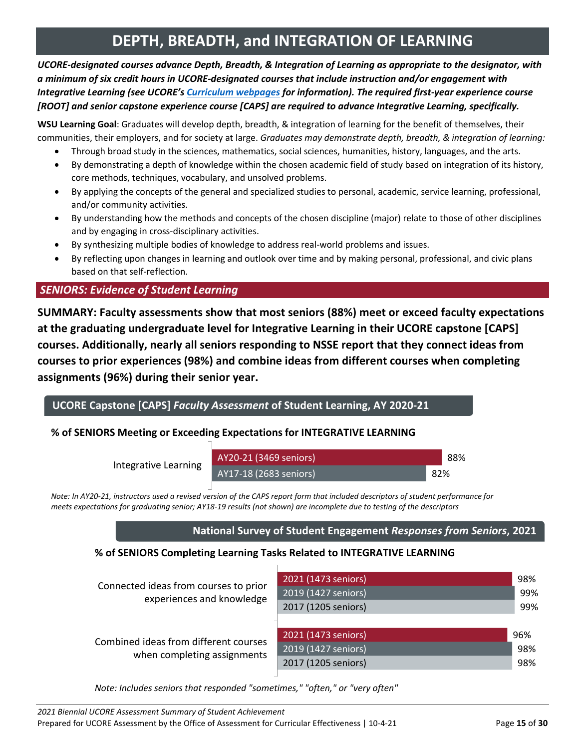# DEPTH, BREADTH, and INTEGRATION OF LEARNING

***UCORE-designated courses advance Depth, Breadth, & Integration of Learning as appropriate to the designator, with a minimum of six credit hours in UCORE-designated courses that include instruction and/or engagement with Integrative Learning (see UCORE's [Curriculum webpages](#) for information). The required first-year experience course [ROOT] and senior capstone experience course [CAPS] are required to advance Integrative Learning, specifically.***

**WSU Learning Goal**: Graduates will develop depth, breadth, & integration of learning for the benefit of themselves, their communities, their employers, and for society at large. *Graduates may demonstrate depth, breadth, & integration of learning:*

- Through broad study in the sciences, mathematics, social sciences, humanities, history, languages, and the arts.
- By demonstrating a depth of knowledge within the chosen academic field of study based on integration of its history, core methods, techniques, vocabulary, and unsolved problems.
- By applying the concepts of the general and specialized studies to personal, academic, service learning, professional, and/or community activities.
- By understanding how the methods and concepts of the chosen discipline (major) relate to those of other disciplines and by engaging in cross-disciplinary activities.
- By synthesizing multiple bodies of knowledge to address real-world problems and issues.
- By reflecting upon changes in learning and outlook over time and by making personal, professional, and civic plans based on that self-reflection.

## *SENIORS: Evidence of Student Learning*

**SUMMARY: Faculty assessments show that most seniors (88%) meet or exceed faculty expectations at the graduating undergraduate level for Integrative Learning in their UCORE capstone [CAPS] courses. Additionally, nearly all seniors responding to NSSE report that they connect ideas from courses to prior experiences (98%) and combine ideas from different courses when completing assignments (96%) during their senior year.**

### UCORE Capstone [CAPS] *Faculty Assessment* of Student Learning, AY 2020-21

**% of SENIORS Meeting or Exceeding Expectations for INTEGRATIVE LEARNING**

| | AY20-21 (3469 seniors) | AY17-18 (2683 seniors) |
|---|---|---|
| Integrative Learning | 88% | 82% |

*Note: In AY20-21, instructors used a revised version of the CAPS report form that included descriptors of student performance for meets expectations for graduating senior; AY18-19 results (not shown) are incomplete due to testing of the descriptors*

### National Survey of Student Engagement *Responses from Seniors*, 2021

**% of SENIORS Completing Learning Tasks Related to INTEGRATIVE LEARNING**

| | 2021 (1473 seniors) | 2019 (1427 seniors) | 2017 (1205 seniors) |
|---|---|---|---|
| Connected ideas from courses to prior experiences and knowledge | 98% | 99% | 99% |
| Combined ideas from different courses when completing assignments | 96% | 98% | 98% |

*Note: Includes seniors that responded "sometimes," "often," or "very often"*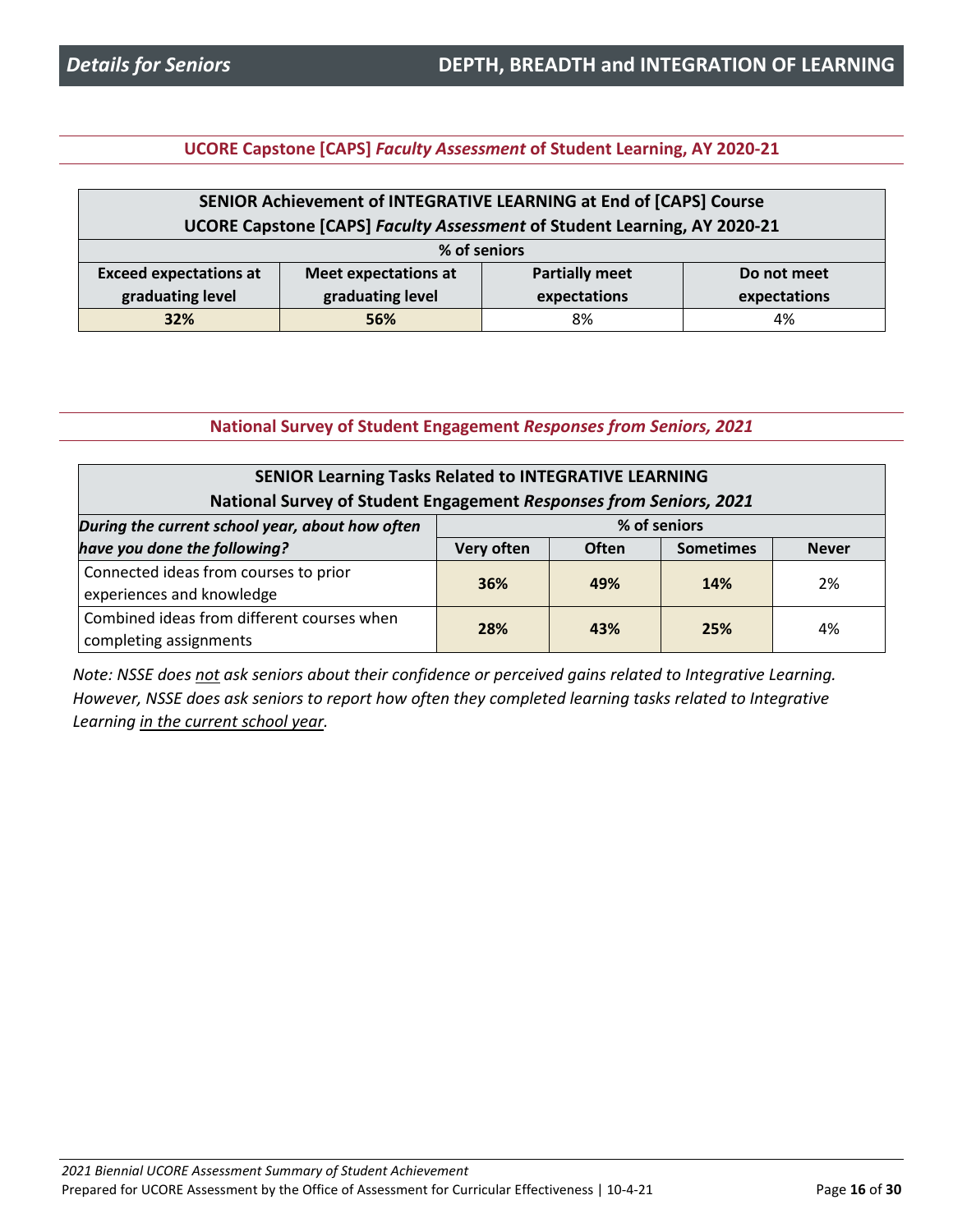## Details for Seniors — DEPTH, BREADTH and INTEGRATION OF LEARNING

### UCORE Capstone [CAPS] *Faculty Assessment* of Student Learning, AY 2020-21

| SENIOR Achievement of INTEGRATIVE LEARNING at End of [CAPS] Course UCORE Capstone [CAPS] *Faculty Assessment* of Student Learning, AY 2020-21 | | | |
|---|---|---|---|
| % of seniors | | | |
| **Exceed expectations at graduating level** | **Meet expectations at graduating level** | **Partially meet expectations** | **Do not meet expectations** |
| **32%** | **56%** | 8% | 4% |

### National Survey of Student Engagement *Responses from Seniors, 2021*

| SENIOR Learning Tasks Related to INTEGRATIVE LEARNING National Survey of Student Engagement *Responses from Seniors, 2021* | | | | |
|---|---|---|---|---|
| ***During the current school year, about how often have you done the following?*** | % of seniors | | | |
| | **Very often** | **Often** | **Sometimes** | **Never** |
| Connected ideas from courses to prior experiences and knowledge | **36%** | **49%** | **14%** | 2% |
| Combined ideas from different courses when completing assignments | **28%** | **43%** | **25%** | 4% |

*Note: NSSE does not ask seniors about their confidence or perceived gains related to Integrative Learning. However, NSSE does ask seniors to report how often they completed learning tasks related to Integrative Learning in the current school year.*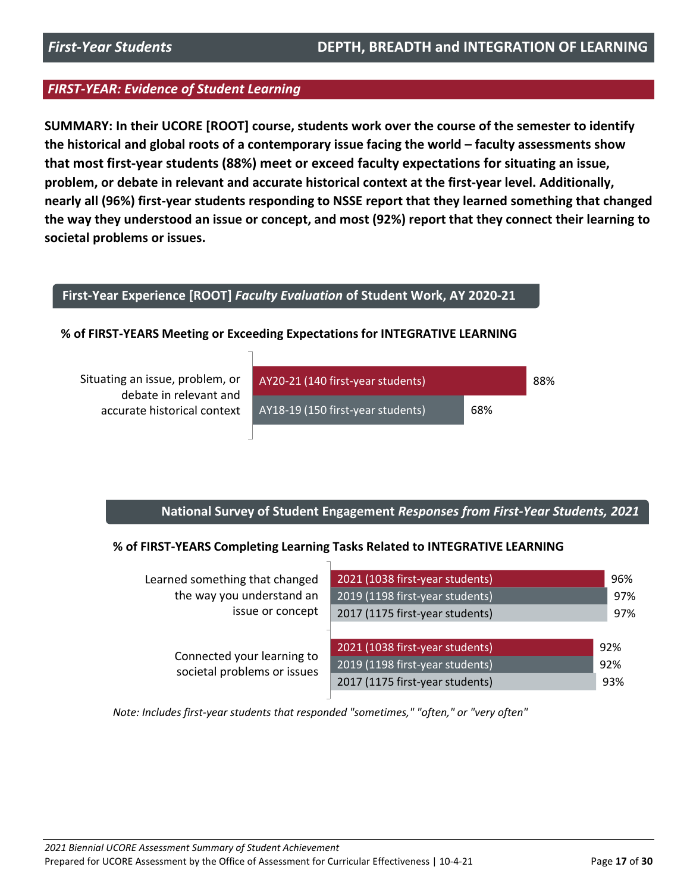## FIRST-YEAR: Evidence of Student Learning

**SUMMARY: In their UCORE [ROOT] course, students work over the course of the semester to identify the historical and global roots of a contemporary issue facing the world – faculty assessments show that most first-year students (88%) meet or exceed faculty expectations for situating an issue, problem, or debate in relevant and accurate historical context at the first-year level. Additionally, nearly all (96%) first-year students responding to NSSE report that they learned something that changed the way they understood an issue or concept, and most (92%) report that they connect their learning to societal problems or issues.**

### First-Year Experience [ROOT] *Faculty Evaluation* of Student Work, AY 2020-21

**% of FIRST-YEARS Meeting or Exceeding Expectations for INTEGRATIVE LEARNING**

| Criterion | Cohort | % |
| --- | --- | --- |
| Situating an issue, problem, or debate in relevant and accurate historical context | AY20-21 (140 first-year students) | 88% |
| | AY18-19 (150 first-year students) | 68% |

### National Survey of Student Engagement *Responses from First-Year Students, 2021*

**% of FIRST-YEARS Completing Learning Tasks Related to INTEGRATIVE LEARNING**

| Learning Task | Cohort | % |
| --- | --- | --- |
| Learned something that changed the way you understand an issue or concept | 2021 (1038 first-year students) | 96% |
| | 2019 (1198 first-year students) | 97% |
| | 2017 (1175 first-year students) | 97% |
| Connected your learning to societal problems or issues | 2021 (1038 first-year students) | 92% |
| | 2019 (1198 first-year students) | 92% |
| | 2017 (1175 first-year students) | 93% |

*Note: Includes first-year students that responded "sometimes," "often," or "very often"*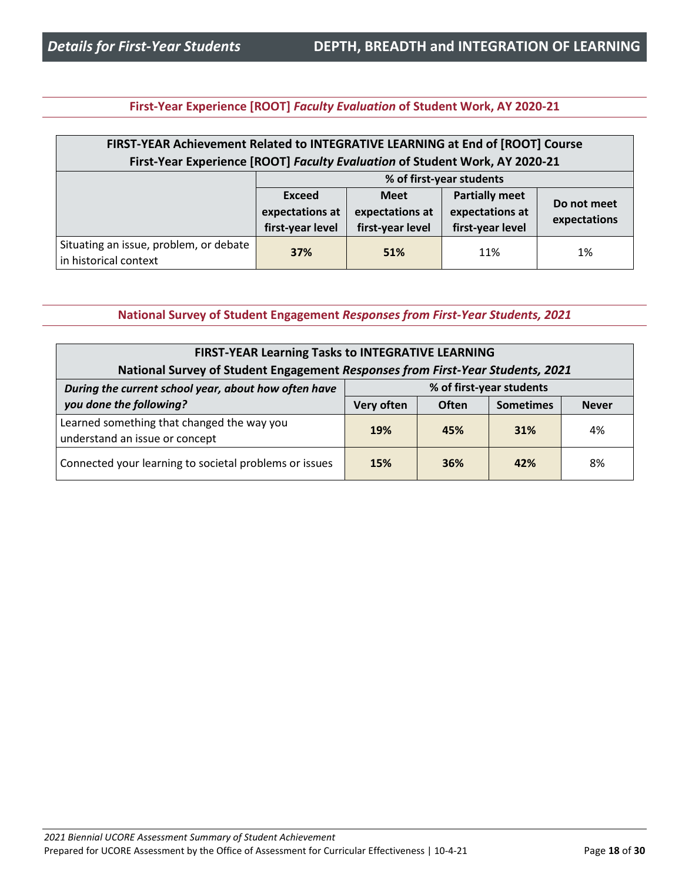## First-Year Experience [ROOT] *Faculty Evaluation* of Student Work, AY 2020-21

**FIRST-YEAR Achievement Related to INTEGRATIVE LEARNING at End of [ROOT] Course**
**First-Year Experience [ROOT] *Faculty Evaluation* of Student Work, AY 2020-21**

| | % of first-year students | | | |
|---|---|---|---|---|
| | **Exceed expectations at first-year level** | **Meet expectations at first-year level** | **Partially meet expectations at first-year level** | **Do not meet expectations** |
| Situating an issue, problem, or debate in historical context | **37%** | **51%** | 11% | 1% |

## National Survey of Student Engagement *Responses from First-Year Students, 2021*

**FIRST-YEAR Learning Tasks to INTEGRATIVE LEARNING**
**National Survey of Student Engagement *Responses from First-Year Students, 2021***

| ***During the current school year, about how often have you done the following?*** | % of first-year students | | | |
|---|---|---|---|---|
| | **Very often** | **Often** | **Sometimes** | **Never** |
| Learned something that changed the way you understand an issue or concept | **19%** | **45%** | **31%** | 4% |
| Connected your learning to societal problems or issues | **15%** | **36%** | **42%** | 8% |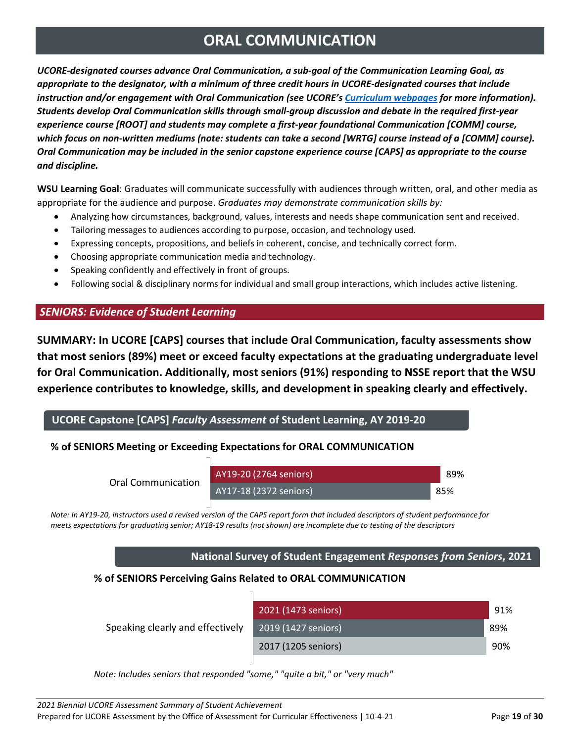# ORAL COMMUNICATION

***UCORE-designated courses advance Oral Communication, a sub-goal of the Communication Learning Goal, as appropriate to the designator, with a minimum of three credit hours in UCORE-designated courses that include instruction and/or engagement with Oral Communication (see UCORE's [Curriculum webpages](#) for more information). Students develop Oral Communication skills through small-group discussion and debate in the required first-year experience course [ROOT] and students may complete a first-year foundational Communication [COMM] course, which focus on non-written mediums (note: students can take a second [WRTG] course instead of a [COMM] course). Oral Communication may be included in the senior capstone experience course [CAPS] as appropriate to the course and discipline.***

**WSU Learning Goal**: Graduates will communicate successfully with audiences through written, oral, and other media as appropriate for the audience and purpose. *Graduates may demonstrate communication skills by:*

- Analyzing how circumstances, background, values, interests and needs shape communication sent and received.
- Tailoring messages to audiences according to purpose, occasion, and technology used.
- Expressing concepts, propositions, and beliefs in coherent, concise, and technically correct form.
- Choosing appropriate communication media and technology.
- Speaking confidently and effectively in front of groups.
- Following social & disciplinary norms for individual and small group interactions, which includes active listening.

## *SENIORS: Evidence of Student Learning*

**SUMMARY: In UCORE [CAPS] courses that include Oral Communication, faculty assessments show that most seniors (89%) meet or exceed faculty expectations at the graduating undergraduate level for Oral Communication. Additionally, most seniors (91%) responding to NSSE report that the WSU experience contributes to knowledge, skills, and development in speaking clearly and effectively.**

### UCORE Capstone [CAPS] *Faculty Assessment* of Student Learning, AY 2019-20

**% of SENIORS Meeting or Exceeding Expectations for ORAL COMMUNICATION**

| | AY19-20 (2764 seniors) | AY17-18 (2372 seniors) |
|---|---|---|
| Oral Communication | 89% | 85% |

*Note: In AY19-20, instructors used a revised version of the CAPS report form that included descriptors of student performance for meets expectations for graduating senior; AY18-19 results (not shown) are incomplete due to testing of the descriptors*

### National Survey of Student Engagement *Responses from Seniors*, 2021

**% of SENIORS Perceiving Gains Related to ORAL COMMUNICATION**

| | 2021 (1473 seniors) | 2019 (1427 seniors) | 2017 (1205 seniors) |
|---|---|---|---|
| Speaking clearly and effectively | 91% | 89% | 90% |

*Note: Includes seniors that responded "some," "quite a bit," or "very much"*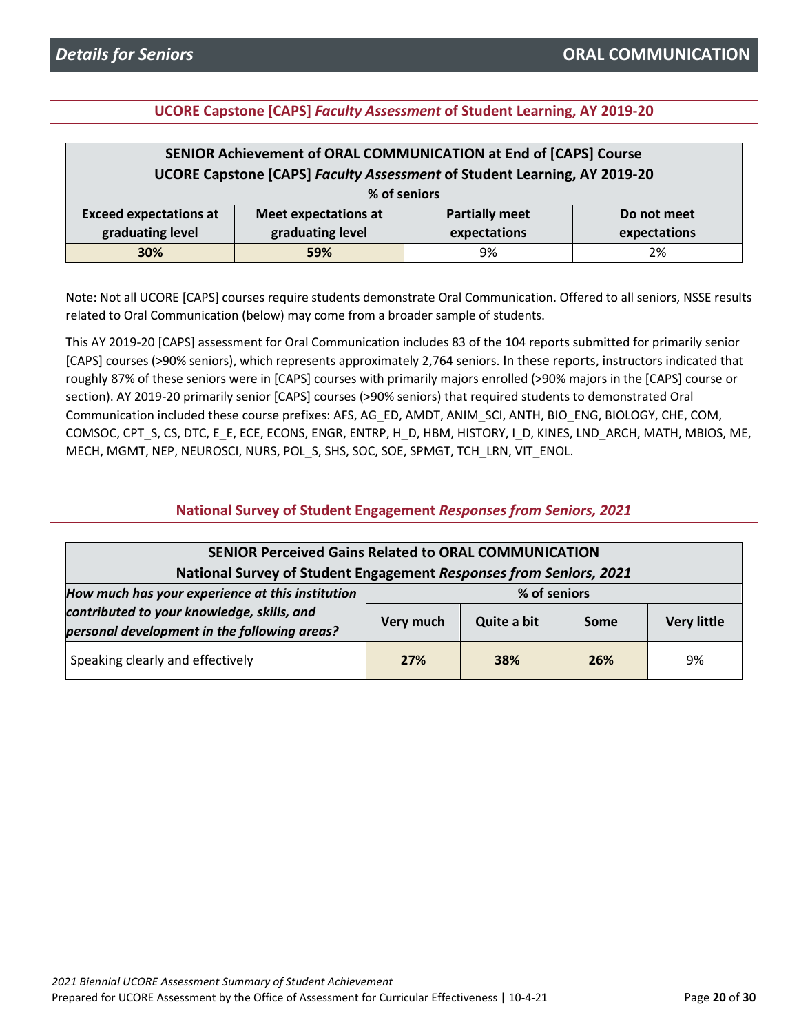## Details for Seniors — ORAL COMMUNICATION

### UCORE Capstone [CAPS] *Faculty Assessment* of Student Learning, AY 2019-20

| SENIOR Achievement of ORAL COMMUNICATION at End of [CAPS] Course<br>UCORE Capstone [CAPS] *Faculty Assessment* of Student Learning, AY 2019-20 | | | |
|---|---|---|---|
| % of seniors | | | |
| **Exceed expectations at graduating level** | **Meet expectations at graduating level** | **Partially meet expectations** | **Do not meet expectations** |
| **30%** | **59%** | 9% | 2% |

Note: Not all UCORE [CAPS] courses require students demonstrate Oral Communication. Offered to all seniors, NSSE results related to Oral Communication (below) may come from a broader sample of students.

This AY 2019-20 [CAPS] assessment for Oral Communication includes 83 of the 104 reports submitted for primarily senior [CAPS] courses (>90% seniors), which represents approximately 2,764 seniors. In these reports, instructors indicated that roughly 87% of these seniors were in [CAPS] courses with primarily majors enrolled (>90% majors in the [CAPS] course or section). AY 2019-20 primarily senior [CAPS] courses (>90% seniors) that required students to demonstrated Oral Communication included these course prefixes: AFS, AG_ED, AMDT, ANIM_SCI, ANTH, BIO_ENG, BIOLOGY, CHE, COM, COMSOC, CPT_S, CS, DTC, E_E, ECE, ECONS, ENGR, ENTRP, H_D, HBM, HISTORY, I_D, KINES, LND_ARCH, MATH, MBIOS, ME, MECH, MGMT, NEP, NEUROSCI, NURS, POL_S, SHS, SOC, SOE, SPMGT, TCH_LRN, VIT_ENOL.

### National Survey of Student Engagement *Responses from Seniors, 2021*

| SENIOR Perceived Gains Related to ORAL COMMUNICATION<br>National Survey of Student Engagement *Responses from Seniors, 2021* | | | | |
|---|---|---|---|---|
| ***How much has your experience at this institution contributed to your knowledge, skills, and personal development in the following areas?*** | % of seniors | | | |
| | **Very much** | **Quite a bit** | **Some** | **Very little** |
| Speaking clearly and effectively | **27%** | **38%** | **26%** | 9% |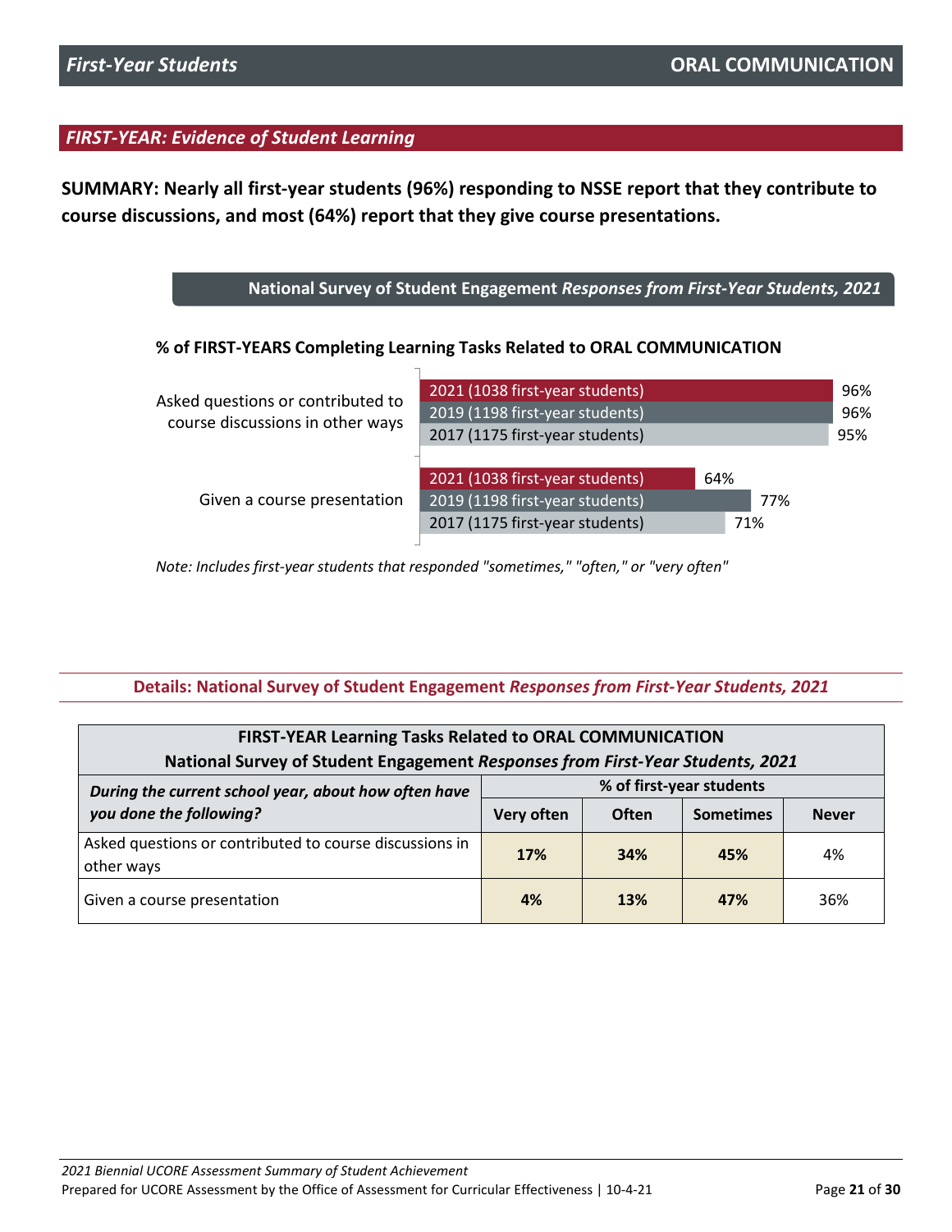## FIRST-YEAR: Evidence of Student Learning

**SUMMARY: Nearly all first-year students (96%) responding to NSSE report that they contribute to course discussions, and most (64%) report that they give course presentations.**

### National Survey of Student Engagement *Responses from First-Year Students, 2021*

**% of FIRST-YEARS Completing Learning Tasks Related to ORAL COMMUNICATION**

| | Year | % |
|---|---|---|
| Asked questions or contributed to course discussions in other ways | 2021 (1038 first-year students) | 96% |
| | 2019 (1198 first-year students) | 96% |
| | 2017 (1175 first-year students) | 95% |
| Given a course presentation | 2021 (1038 first-year students) | 64% |
| | 2019 (1198 first-year students) | 77% |
| | 2017 (1175 first-year students) | 71% |

*Note: Includes first-year students that responded "sometimes," "often," or "very often"*

### Details: National Survey of Student Engagement *Responses from First-Year Students, 2021*

**FIRST-YEAR Learning Tasks Related to ORAL COMMUNICATION**
**National Survey of Student Engagement *Responses from First-Year Students, 2021***

| *During the current school year, about how often have you done the following?* | % of first-year students | | | |
|---|---|---|---|---|
| | Very often | Often | Sometimes | Never |
| Asked questions or contributed to course discussions in other ways | **17%** | **34%** | **45%** | 4% |
| Given a course presentation | **4%** | **13%** | **47%** | 36% |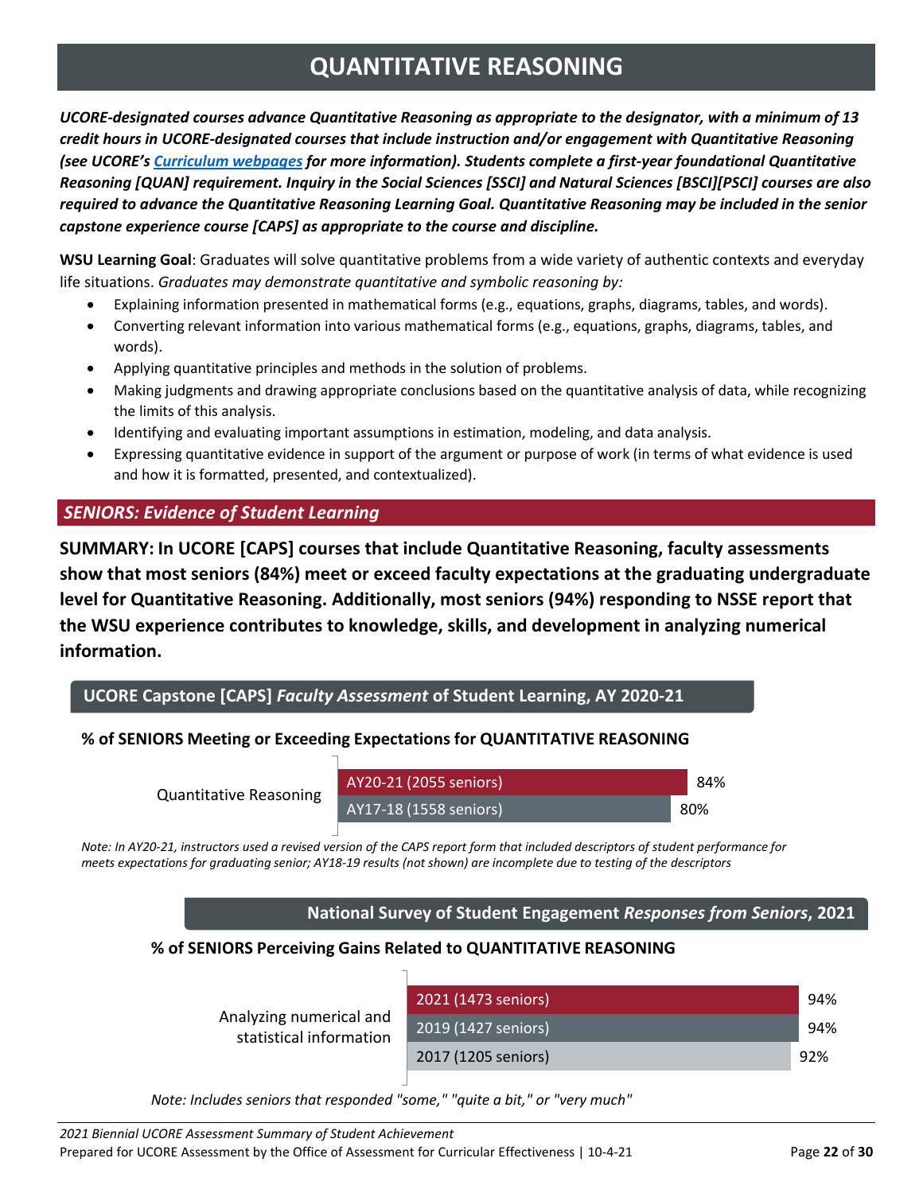# QUANTITATIVE REASONING

***UCORE-designated courses advance Quantitative Reasoning as appropriate to the designator, with a minimum of 13 credit hours in UCORE-designated courses that include instruction and/or engagement with Quantitative Reasoning (see UCORE's [Curriculum webpages] for more information). Students complete a first-year foundational Quantitative Reasoning [QUAN] requirement. Inquiry in the Social Sciences [SSCI] and Natural Sciences [BSCI][PSCI] courses are also required to advance the Quantitative Reasoning Learning Goal. Quantitative Reasoning may be included in the senior capstone experience course [CAPS] as appropriate to the course and discipline.***

**WSU Learning Goal**: Graduates will solve quantitative problems from a wide variety of authentic contexts and everyday life situations. *Graduates may demonstrate quantitative and symbolic reasoning by:*

- Explaining information presented in mathematical forms (e.g., equations, graphs, diagrams, tables, and words).
- Converting relevant information into various mathematical forms (e.g., equations, graphs, diagrams, tables, and words).
- Applying quantitative principles and methods in the solution of problems.
- Making judgments and drawing appropriate conclusions based on the quantitative analysis of data, while recognizing the limits of this analysis.
- Identifying and evaluating important assumptions in estimation, modeling, and data analysis.
- Expressing quantitative evidence in support of the argument or purpose of work (in terms of what evidence is used and how it is formatted, presented, and contextualized).

## *SENIORS: Evidence of Student Learning*

**SUMMARY: In UCORE [CAPS] courses that include Quantitative Reasoning, faculty assessments show that most seniors (84%) meet or exceed faculty expectations at the graduating undergraduate level for Quantitative Reasoning. Additionally, most seniors (94%) responding to NSSE report that the WSU experience contributes to knowledge, skills, and development in analyzing numerical information.**

### UCORE Capstone [CAPS] *Faculty Assessment* of Student Learning, AY 2020-21

**% of SENIORS Meeting or Exceeding Expectations for QUANTITATIVE REASONING**

| | AY20-21 (2055 seniors) | AY17-18 (1558 seniors) |
|---|---|---|
| Quantitative Reasoning | 84% | 80% |

*Note: In AY20-21, instructors used a revised version of the CAPS report form that included descriptors of student performance for meets expectations for graduating senior; AY18-19 results (not shown) are incomplete due to testing of the descriptors*

### National Survey of Student Engagement *Responses from Seniors*, 2021

**% of SENIORS Perceiving Gains Related to QUANTITATIVE REASONING**

| | 2021 (1473 seniors) | 2019 (1427 seniors) | 2017 (1205 seniors) |
|---|---|---|---|
| Analyzing numerical and statistical information | 94% | 94% | 92% |

*Note: Includes seniors that responded "some," "quite a bit," or "very much"*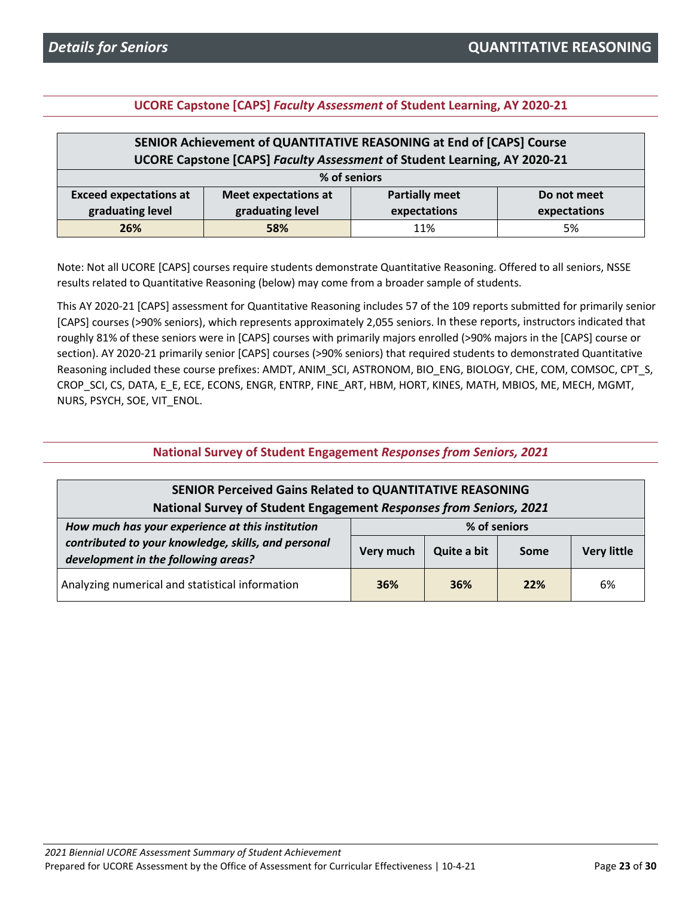## Details for Seniors — QUANTITATIVE REASONING

### UCORE Capstone [CAPS] *Faculty Assessment* of Student Learning, AY 2020-21

| SENIOR Achievement of QUANTITATIVE REASONING at End of [CAPS] Course<br>UCORE Capstone [CAPS] *Faculty Assessment* of Student Learning, AY 2020-21 | | | |
|---|---|---|---|
| % of seniors | | | |
| **Exceed expectations at graduating level** | **Meet expectations at graduating level** | **Partially meet expectations** | **Do not meet expectations** |
| **26%** | **58%** | 11% | 5% |

Note: Not all UCORE [CAPS] courses require students demonstrate Quantitative Reasoning. Offered to all seniors, NSSE results related to Quantitative Reasoning (below) may come from a broader sample of students.

This AY 2020-21 [CAPS] assessment for Quantitative Reasoning includes 57 of the 109 reports submitted for primarily senior [CAPS] courses (>90% seniors), which represents approximately 2,055 seniors. In these reports, instructors indicated that roughly 81% of these seniors were in [CAPS] courses with primarily majors enrolled (>90% majors in the [CAPS] course or section). AY 2020-21 primarily senior [CAPS] courses (>90% seniors) that required students to demonstrated Quantitative Reasoning included these course prefixes: AMDT, ANIM_SCI, ASTRONOM, BIO_ENG, BIOLOGY, CHE, COM, COMSOC, CPT_S, CROP_SCI, CS, DATA, E_E, ECE, ECONS, ENGR, ENTRP, FINE_ART, HBM, HORT, KINES, MATH, MBIOS, ME, MECH, MGMT, NURS, PSYCH, SOE, VIT_ENOL.

### National Survey of Student Engagement *Responses from Seniors, 2021*

| SENIOR Perceived Gains Related to QUANTITATIVE REASONING<br>National Survey of Student Engagement *Responses from Seniors, 2021* | | | | |
|---|---|---|---|---|
| ***How much has your experience at this institution contributed to your knowledge, skills, and personal development in the following areas?*** | % of seniors | | | |
| | **Very much** | **Quite a bit** | **Some** | **Very little** |
| Analyzing numerical and statistical information | **36%** | **36%** | **22%** | 6% |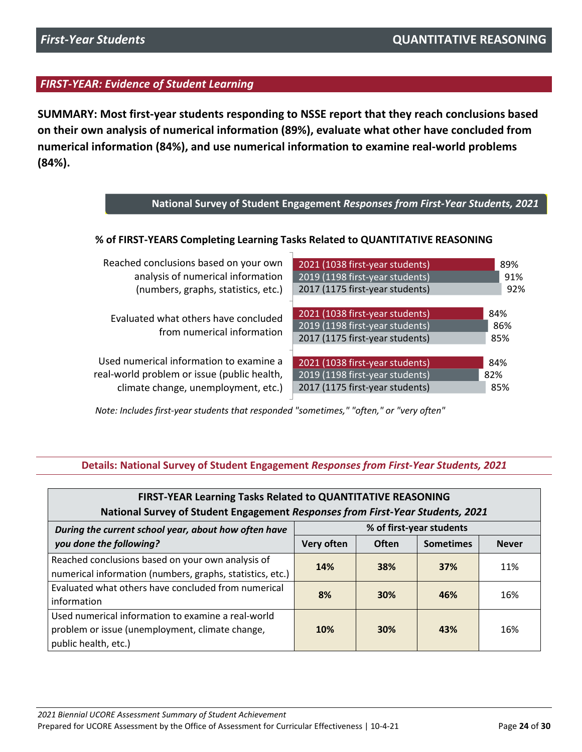## FIRST-YEAR: Evidence of Student Learning

**SUMMARY: Most first-year students responding to NSSE report that they reach conclusions based on their own analysis of numerical information (89%), evaluate what other have concluded from numerical information (84%), and use numerical information to examine real-world problems (84%).**

**National Survey of Student Engagement *Responses from First-Year Students, 2021***

**% of FIRST-YEARS Completing Learning Tasks Related to QUANTITATIVE REASONING**

| Task | Year | % |
|---|---|---|
| Reached conclusions based on your own analysis of numerical information (numbers, graphs, statistics, etc.) | 2021 (1038 first-year students) | 89% |
| | 2019 (1198 first-year students) | 91% |
| | 2017 (1175 first-year students) | 92% |
| Evaluated what others have concluded from numerical information | 2021 (1038 first-year students) | 84% |
| | 2019 (1198 first-year students) | 86% |
| | 2017 (1175 first-year students) | 85% |
| Used numerical information to examine a real-world problem or issue (public health, climate change, unemployment, etc.) | 2021 (1038 first-year students) | 84% |
| | 2019 (1198 first-year students) | 82% |
| | 2017 (1175 first-year students) | 85% |

*Note: Includes first-year students that responded "sometimes," "often," or "very often"*

### Details: National Survey of Student Engagement *Responses from First-Year Students, 2021*

**FIRST-YEAR Learning Tasks Related to QUANTITATIVE REASONING**
**National Survey of Student Engagement *Responses from First-Year Students, 2021***

| *During the current school year, about how often have you done the following?* | % of first-year students | | | |
|---|---|---|---|---|
| | **Very often** | **Often** | **Sometimes** | **Never** |
| Reached conclusions based on your own analysis of numerical information (numbers, graphs, statistics, etc.) | **14%** | **38%** | **37%** | 11% |
| Evaluated what others have concluded from numerical information | **8%** | **30%** | **46%** | 16% |
| Used numerical information to examine a real-world problem or issue (unemployment, climate change, public health, etc.) | **10%** | **30%** | **43%** | 16% |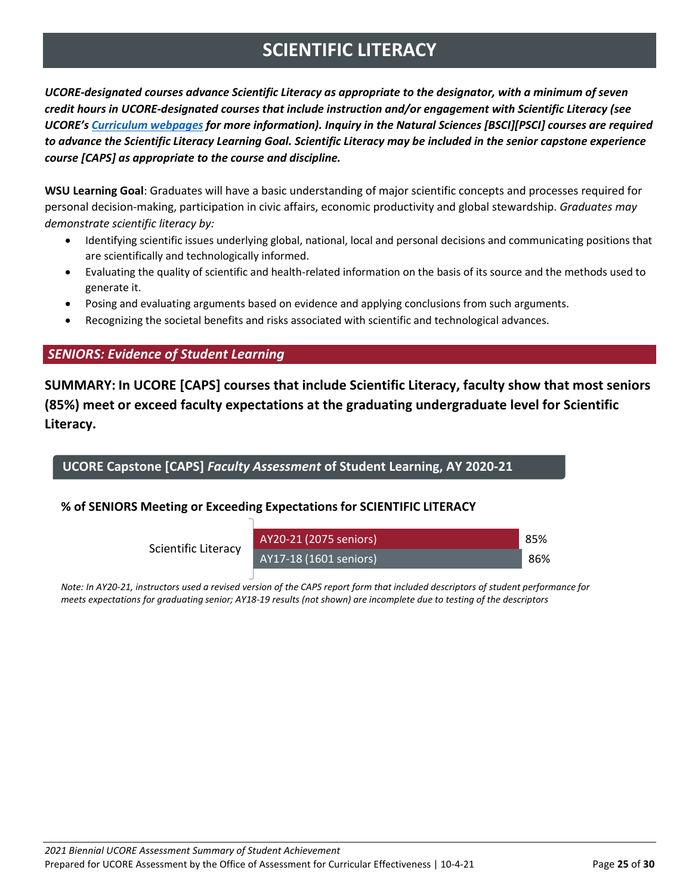# SCIENTIFIC LITERACY

***UCORE-designated courses advance Scientific Literacy as appropriate to the designator, with a minimum of seven credit hours in UCORE-designated courses that include instruction and/or engagement with Scientific Literacy (see UCORE's Curriculum webpages for more information). Inquiry in the Natural Sciences [BSCI][PSCI] courses are required to advance the Scientific Literacy Learning Goal. Scientific Literacy may be included in the senior capstone experience course [CAPS] as appropriate to the course and discipline.***

**WSU Learning Goal**: Graduates will have a basic understanding of major scientific concepts and processes required for personal decision-making, participation in civic affairs, economic productivity and global stewardship. *Graduates may demonstrate scientific literacy by:*

- Identifying scientific issues underlying global, national, local and personal decisions and communicating positions that are scientifically and technologically informed.
- Evaluating the quality of scientific and health-related information on the basis of its source and the methods used to generate it.
- Posing and evaluating arguments based on evidence and applying conclusions from such arguments.
- Recognizing the societal benefits and risks associated with scientific and technological advances.

## *SENIORS: Evidence of Student Learning*

**SUMMARY: In UCORE [CAPS] courses that include Scientific Literacy, faculty show that most seniors (85%) meet or exceed faculty expectations at the graduating undergraduate level for Scientific Literacy.**

### UCORE Capstone [CAPS] *Faculty Assessment* of Student Learning, AY 2020-21

**% of SENIORS Meeting or Exceeding Expectations for SCIENTIFIC LITERACY**

| | AY20-21 (2075 seniors) | AY17-18 (1601 seniors) |
|---|---|---|
| Scientific Literacy | 85% | 86% |

*Note: In AY20-21, instructors used a revised version of the CAPS report form that included descriptors of student performance for meets expectations for graduating senior; AY18-19 results (not shown) are incomplete due to testing of the descriptors*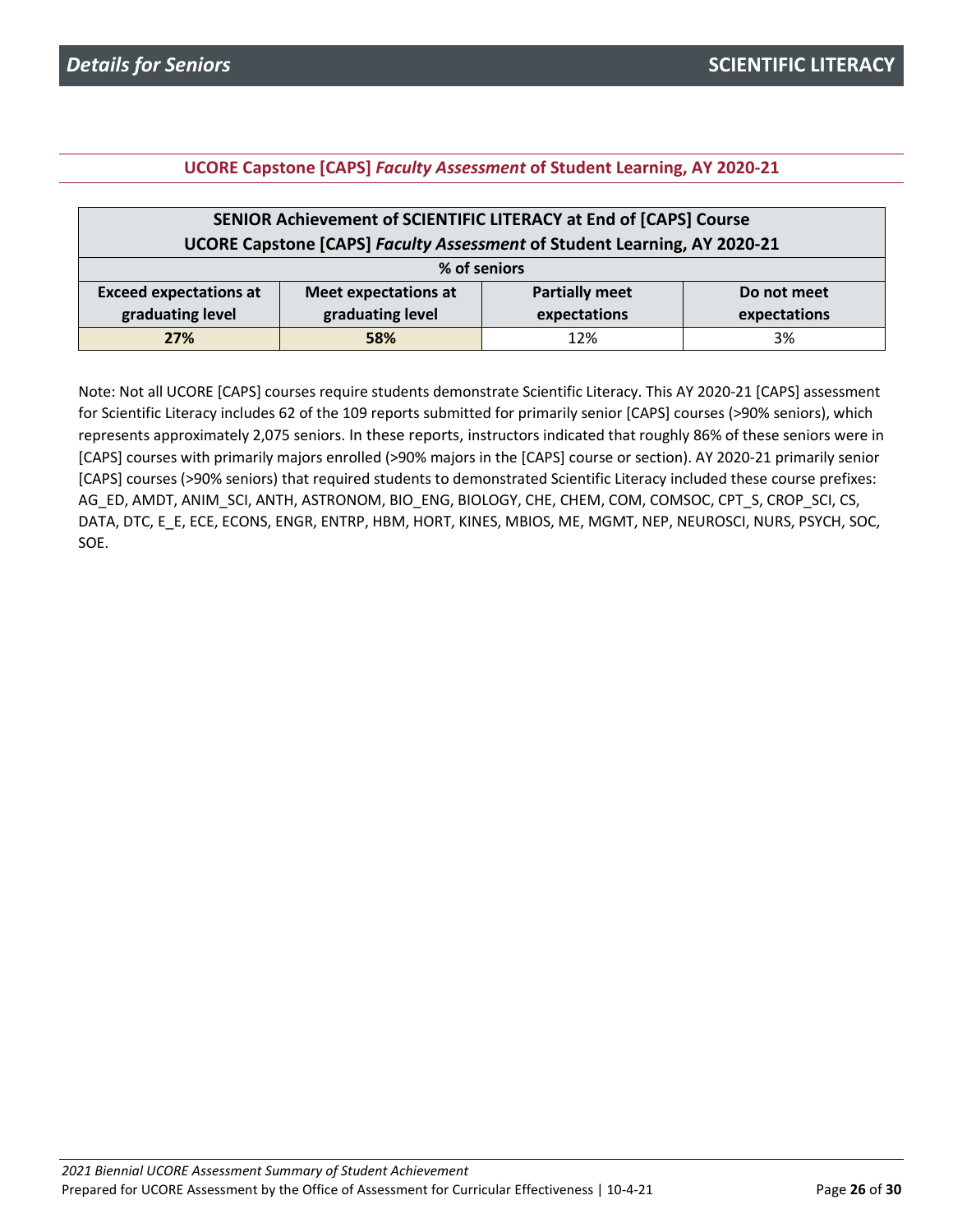## UCORE Capstone [CAPS] *Faculty Assessment* of Student Learning, AY 2020-21

| SENIOR Achievement of SCIENTIFIC LITERACY at End of [CAPS] Course<br>UCORE Capstone [CAPS] *Faculty Assessment* of Student Learning, AY 2020-21 | | | |
|---|---|---|---|
| % of seniors | | | |
| **Exceed expectations at graduating level** | **Meet expectations at graduating level** | **Partially meet expectations** | **Do not meet expectations** |
| **27%** | **58%** | 12% | 3% |

Note: Not all UCORE [CAPS] courses require students demonstrate Scientific Literacy. This AY 2020-21 [CAPS] assessment for Scientific Literacy includes 62 of the 109 reports submitted for primarily senior [CAPS] courses (>90% seniors), which represents approximately 2,075 seniors. In these reports, instructors indicated that roughly 86% of these seniors were in [CAPS] courses with primarily majors enrolled (>90% majors in the [CAPS] course or section). AY 2020-21 primarily senior [CAPS] courses (>90% seniors) that required students to demonstrated Scientific Literacy included these course prefixes: AG_ED, AMDT, ANIM_SCI, ANTH, ASTRONOM, BIO_ENG, BIOLOGY, CHE, CHEM, COM, COMSOC, CPT_S, CROP_SCI, CS, DATA, DTC, E_E, ECE, ECONS, ENGR, ENTRP, HBM, HORT, KINES, MBIOS, ME, MGMT, NEP, NEUROSCI, NURS, PSYCH, SOC, SOE.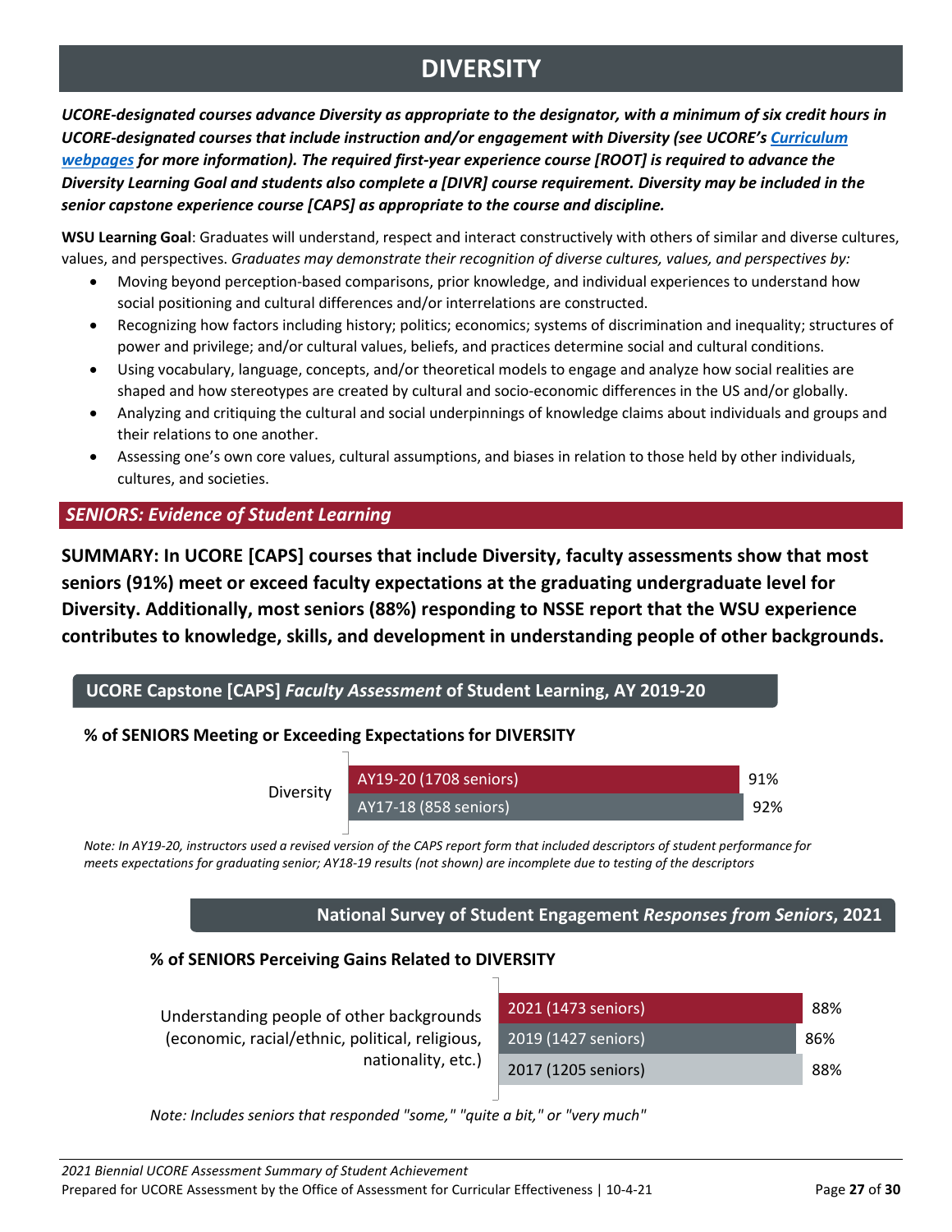# DIVERSITY

***UCORE-designated courses advance Diversity as appropriate to the designator, with a minimum of six credit hours in UCORE-designated courses that include instruction and/or engagement with Diversity (see UCORE's Curriculum webpages for more information). The required first-year experience course [ROOT] is required to advance the Diversity Learning Goal and students also complete a [DIVR] course requirement. Diversity may be included in the senior capstone experience course [CAPS] as appropriate to the course and discipline.***

**WSU Learning Goal**: Graduates will understand, respect and interact constructively with others of similar and diverse cultures, values, and perspectives. *Graduates may demonstrate their recognition of diverse cultures, values, and perspectives by:*

- Moving beyond perception-based comparisons, prior knowledge, and individual experiences to understand how social positioning and cultural differences and/or interrelations are constructed.
- Recognizing how factors including history; politics; economics; systems of discrimination and inequality; structures of power and privilege; and/or cultural values, beliefs, and practices determine social and cultural conditions.
- Using vocabulary, language, concepts, and/or theoretical models to engage and analyze how social realities are shaped and how stereotypes are created by cultural and socio-economic differences in the US and/or globally.
- Analyzing and critiquing the cultural and social underpinnings of knowledge claims about individuals and groups and their relations to one another.
- Assessing one's own core values, cultural assumptions, and biases in relation to those held by other individuals, cultures, and societies.

## *SENIORS: Evidence of Student Learning*

**SUMMARY: In UCORE [CAPS] courses that include Diversity, faculty assessments show that most seniors (91%) meet or exceed faculty expectations at the graduating undergraduate level for Diversity. Additionally, most seniors (88%) responding to NSSE report that the WSU experience contributes to knowledge, skills, and development in understanding people of other backgrounds.**

### UCORE Capstone [CAPS] *Faculty Assessment* of Student Learning, AY 2019-20

**% of SENIORS Meeting or Exceeding Expectations for DIVERSITY**

| | Year | % |
|---|---|---|
| Diversity | AY19-20 (1708 seniors) | 91% |
| | AY17-18 (858 seniors) | 92% |

*Note: In AY19-20, instructors used a revised version of the CAPS report form that included descriptors of student performance for meets expectations for graduating senior; AY18-19 results (not shown) are incomplete due to testing of the descriptors*

### National Survey of Student Engagement *Responses from Seniors*, 2021

**% of SENIORS Perceiving Gains Related to DIVERSITY**

| | Year | % |
|---|---|---|
| Understanding people of other backgrounds (economic, racial/ethnic, political, religious, nationality, etc.) | 2021 (1473 seniors) | 88% |
| | 2019 (1427 seniors) | 86% |
| | 2017 (1205 seniors) | 88% |

*Note: Includes seniors that responded "some," "quite a bit," or "very much"*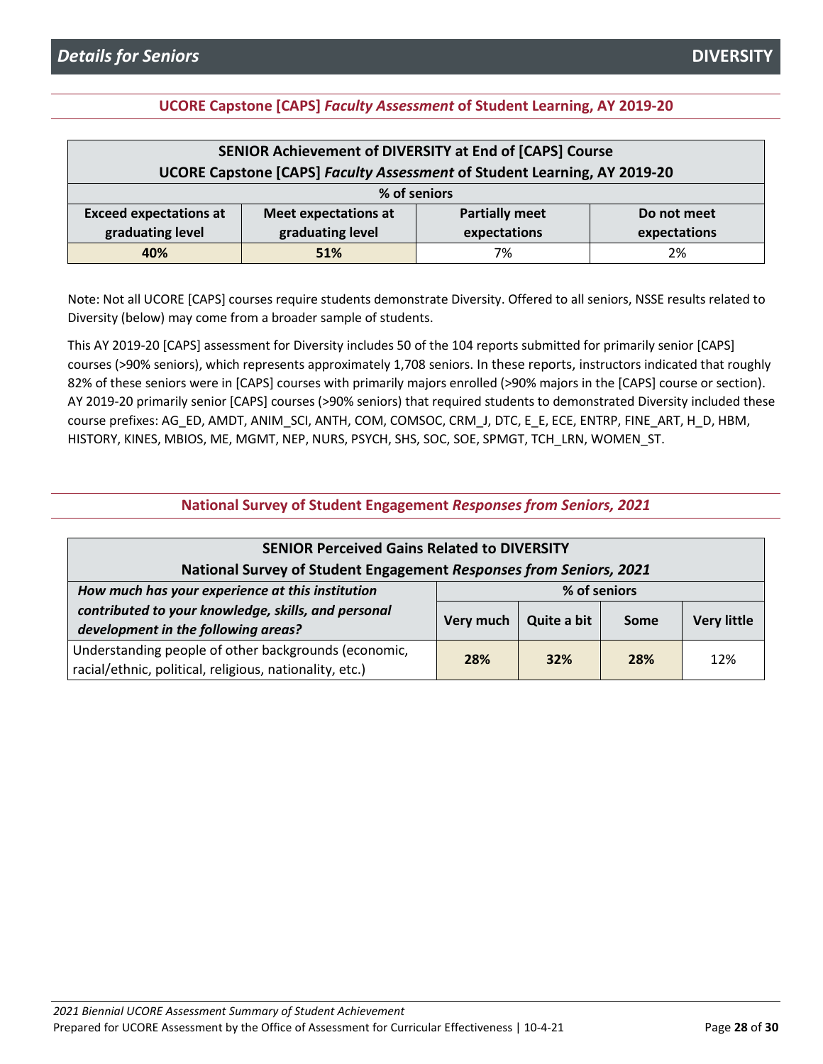## Details for Seniors — DIVERSITY

### UCORE Capstone [CAPS] *Faculty Assessment* of Student Learning, AY 2019-20

| **SENIOR Achievement of DIVERSITY at End of [CAPS] Course<br>UCORE Capstone [CAPS] *Faculty Assessment* of Student Learning, AY 2019-20** | | | |
|---|---|---|---|
| **% of seniors** | | | |
| **Exceed expectations at graduating level** | **Meet expectations at graduating level** | **Partially meet expectations** | **Do not meet expectations** |
| **40%** | **51%** | 7% | 2% |

Note: Not all UCORE [CAPS] courses require students demonstrate Diversity. Offered to all seniors, NSSE results related to Diversity (below) may come from a broader sample of students.

This AY 2019-20 [CAPS] assessment for Diversity includes 50 of the 104 reports submitted for primarily senior [CAPS] courses (>90% seniors), which represents approximately 1,708 seniors. In these reports, instructors indicated that roughly 82% of these seniors were in [CAPS] courses with primarily majors enrolled (>90% majors in the [CAPS] course or section). AY 2019-20 primarily senior [CAPS] courses (>90% seniors) that required students to demonstrated Diversity included these course prefixes: AG_ED, AMDT, ANIM_SCI, ANTH, COM, COMSOC, CRM_J, DTC, E_E, ECE, ENTRP, FINE_ART, H_D, HBM, HISTORY, KINES, MBIOS, ME, MGMT, NEP, NURS, PSYCH, SHS, SOC, SOE, SPMGT, TCH_LRN, WOMEN_ST.

### National Survey of Student Engagement *Responses from Seniors, 2021*

| **SENIOR Perceived Gains Related to DIVERSITY<br>National Survey of Student Engagement *Responses from Seniors, 2021*** | | | | |
|---|---|---|---|---|
| ***How much has your experience at this institution contributed to your knowledge, skills, and personal development in the following areas?*** | **% of seniors** | | | |
| | **Very much** | **Quite a bit** | **Some** | **Very little** |
| Understanding people of other backgrounds (economic, racial/ethnic, political, religious, nationality, etc.) | **28%** | **32%** | **28%** | 12% |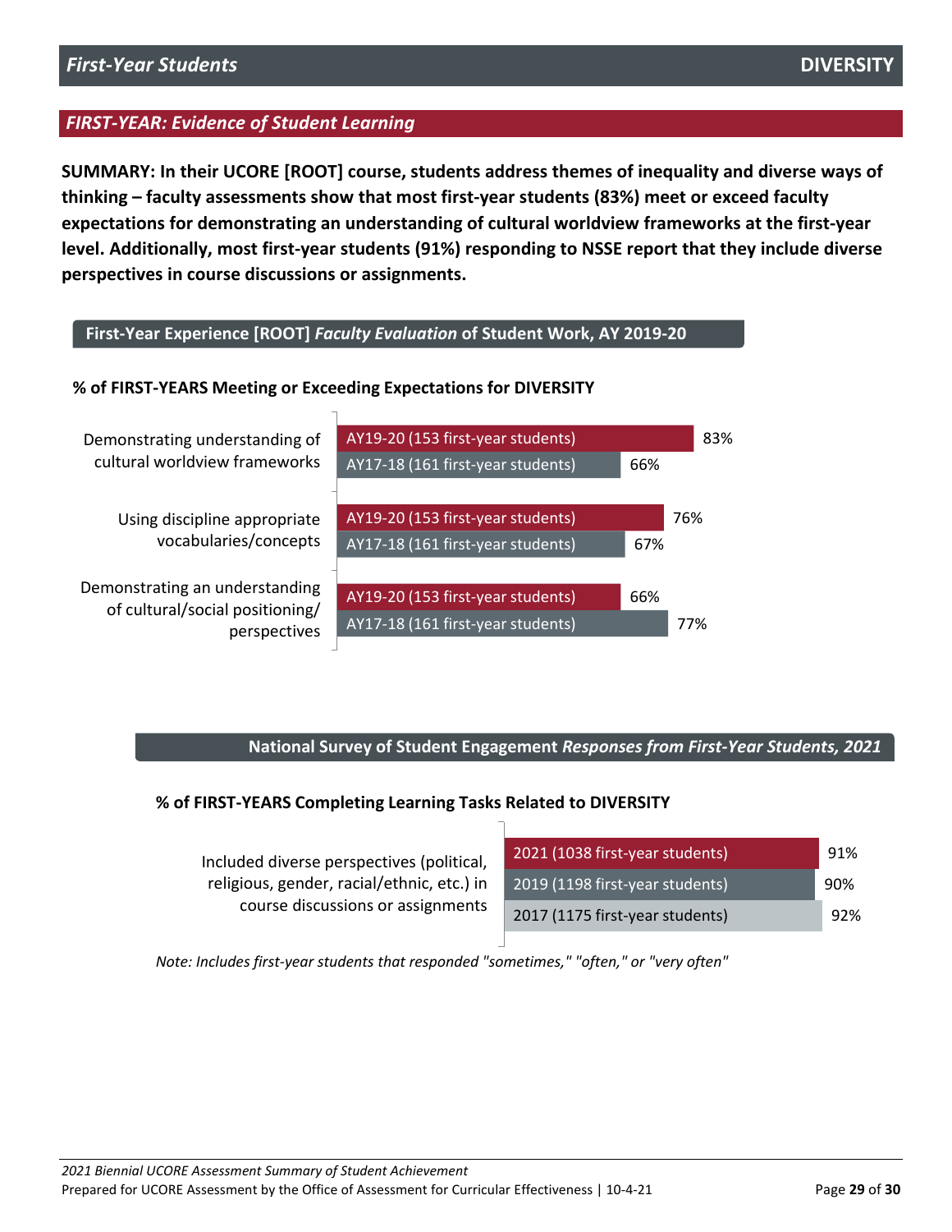## FIRST-YEAR: Evidence of Student Learning

**SUMMARY: In their UCORE [ROOT] course, students address themes of inequality and diverse ways of thinking – faculty assessments show that most first-year students (83%) meet or exceed faculty expectations for demonstrating an understanding of cultural worldview frameworks at the first-year level. Additionally, most first-year students (91%) responding to NSSE report that they include diverse perspectives in course discussions or assignments.**

### First-Year Experience [ROOT] *Faculty Evaluation* of Student Work, AY 2019-20

**% of FIRST-YEARS Meeting or Exceeding Expectations for DIVERSITY**

| Criterion | AY19-20 (153 first-year students) | AY17-18 (161 first-year students) |
| --- | --- | --- |
| Demonstrating understanding of cultural worldview frameworks | 83% | 66% |
| Using discipline appropriate vocabularies/concepts | 76% | 67% |
| Demonstrating an understanding of cultural/social positioning/ perspectives | 66% | 77% |

### National Survey of Student Engagement *Responses from First-Year Students, 2021*

**% of FIRST-YEARS Completing Learning Tasks Related to DIVERSITY**

| Task | 2021 (1038 first-year students) | 2019 (1198 first-year students) | 2017 (1175 first-year students) |
| --- | --- | --- | --- |
| Included diverse perspectives (political, religious, gender, racial/ethnic, etc.) in course discussions or assignments | 91% | 90% | 92% |

*Note: Includes first-year students that responded "sometimes," "often," or "very often"*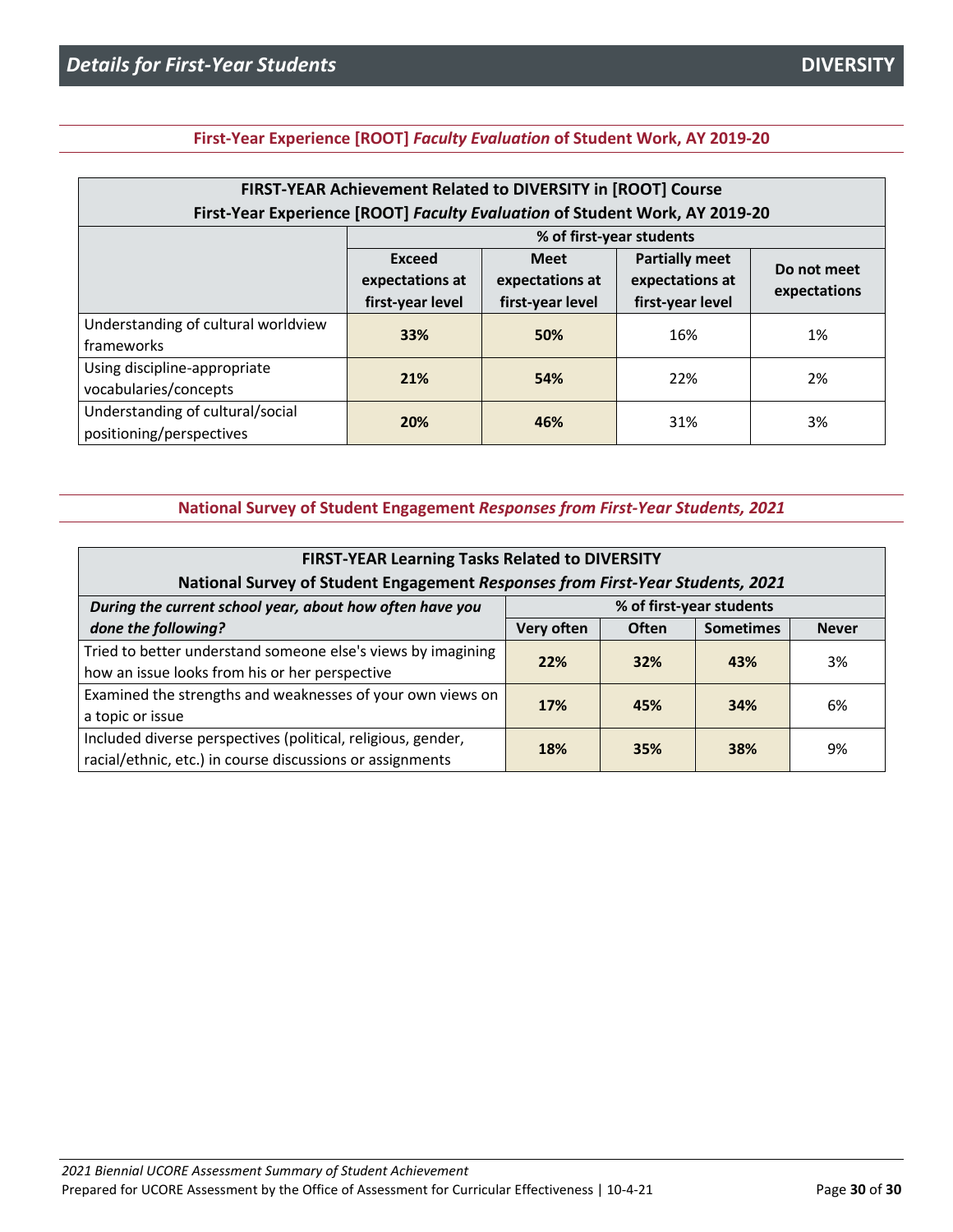## First-Year Experience [ROOT] *Faculty Evaluation* of Student Work, AY 2019-20

**FIRST-YEAR Achievement Related to DIVERSITY in [ROOT] Course**
**First-Year Experience [ROOT] *Faculty Evaluation* of Student Work, AY 2019-20**

| | % of first-year students | | | |
|---|---|---|---|---|
| | **Exceed expectations at first-year level** | **Meet expectations at first-year level** | **Partially meet expectations at first-year level** | **Do not meet expectations** |
| Understanding of cultural worldview frameworks | **33%** | **50%** | 16% | 1% |
| Using discipline-appropriate vocabularies/concepts | **21%** | **54%** | 22% | 2% |
| Understanding of cultural/social positioning/perspectives | **20%** | **46%** | 31% | 3% |

## National Survey of Student Engagement *Responses from First-Year Students, 2021*

**FIRST-YEAR Learning Tasks Related to DIVERSITY**
**National Survey of Student Engagement *Responses from First-Year Students, 2021***

| ***During the current school year, about how often have you done the following?*** | % of first-year students | | | |
|---|---|---|---|---|
| | **Very often** | **Often** | **Sometimes** | **Never** |
| Tried to better understand someone else's views by imagining how an issue looks from his or her perspective | **22%** | **32%** | **43%** | 3% |
| Examined the strengths and weaknesses of your own views on a topic or issue | **17%** | **45%** | **34%** | 6% |
| Included diverse perspectives (political, religious, gender, racial/ethnic, etc.) in course discussions or assignments | **18%** | **35%** | **38%** | 9% |